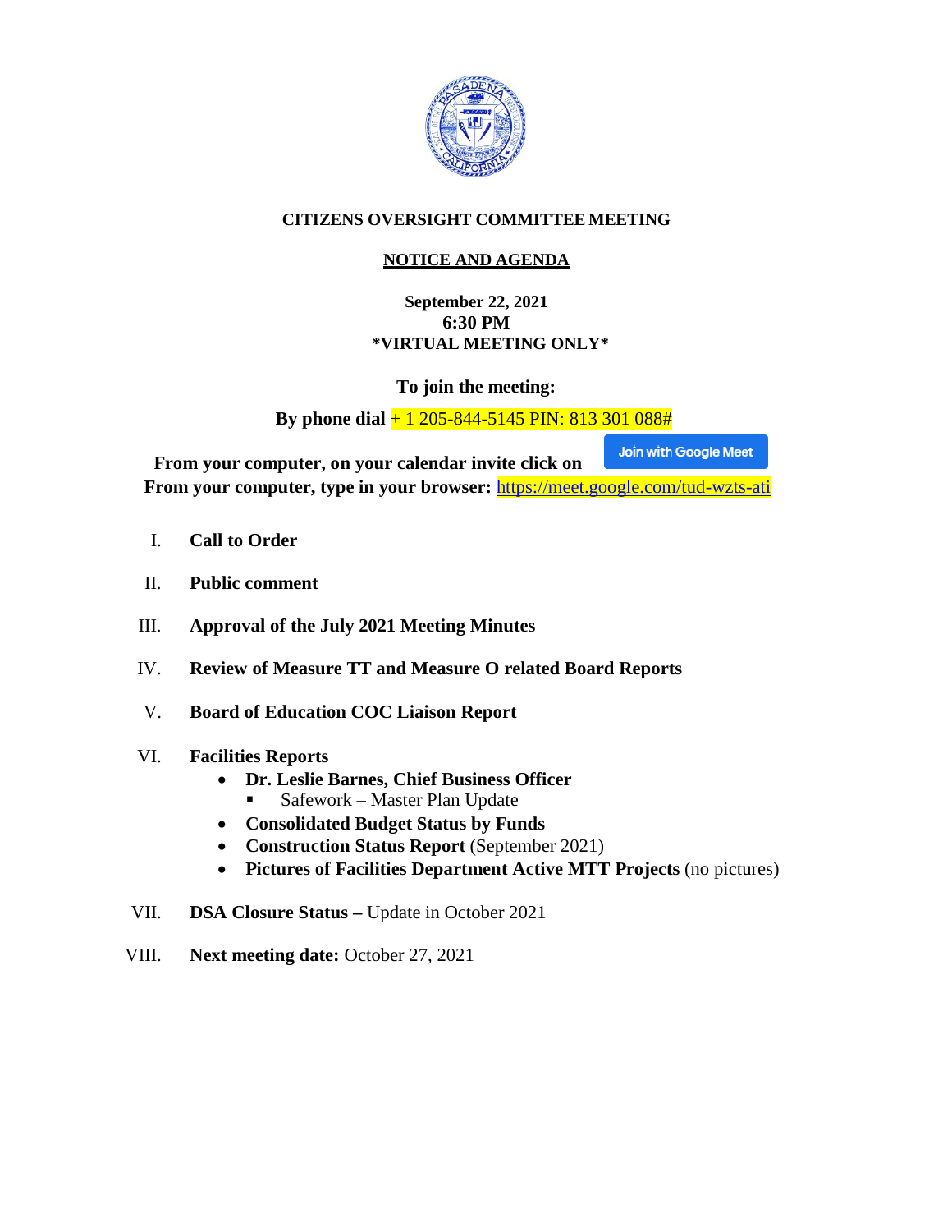# CITIZENS OVERSIGHT COMMITTEE MEETING

## NOTICE AND AGENDA

**September 22, 2021**
**6:30 PM**
**\*VIRTUAL MEETING ONLY\***

**To join the meeting:**

**By phone dial** + 1 205-844-5145 PIN: 813 301 088#

**From your computer, on your calendar invite click on** Join with Google Meet
**From your computer, type in your browser:** https://meet.google.com/tud-wzts-ati

I. **Call to Order**

II. **Public comment**

III. **Approval of the July 2021 Meeting Minutes**

IV. **Review of Measure TT and Measure O related Board Reports**

V. **Board of Education COC Liaison Report**

VI. **Facilities Reports**
- **Dr. Leslie Barnes, Chief Business Officer**
  - Safework – Master Plan Update
- **Consolidated Budget Status by Funds**
- **Construction Status Report** (September 2021)
- **Pictures of Facilities Department Active MTT Projects** (no pictures)

VII. **DSA Closure Status –** Update in October 2021

VIII. **Next meeting date:** October 27, 2021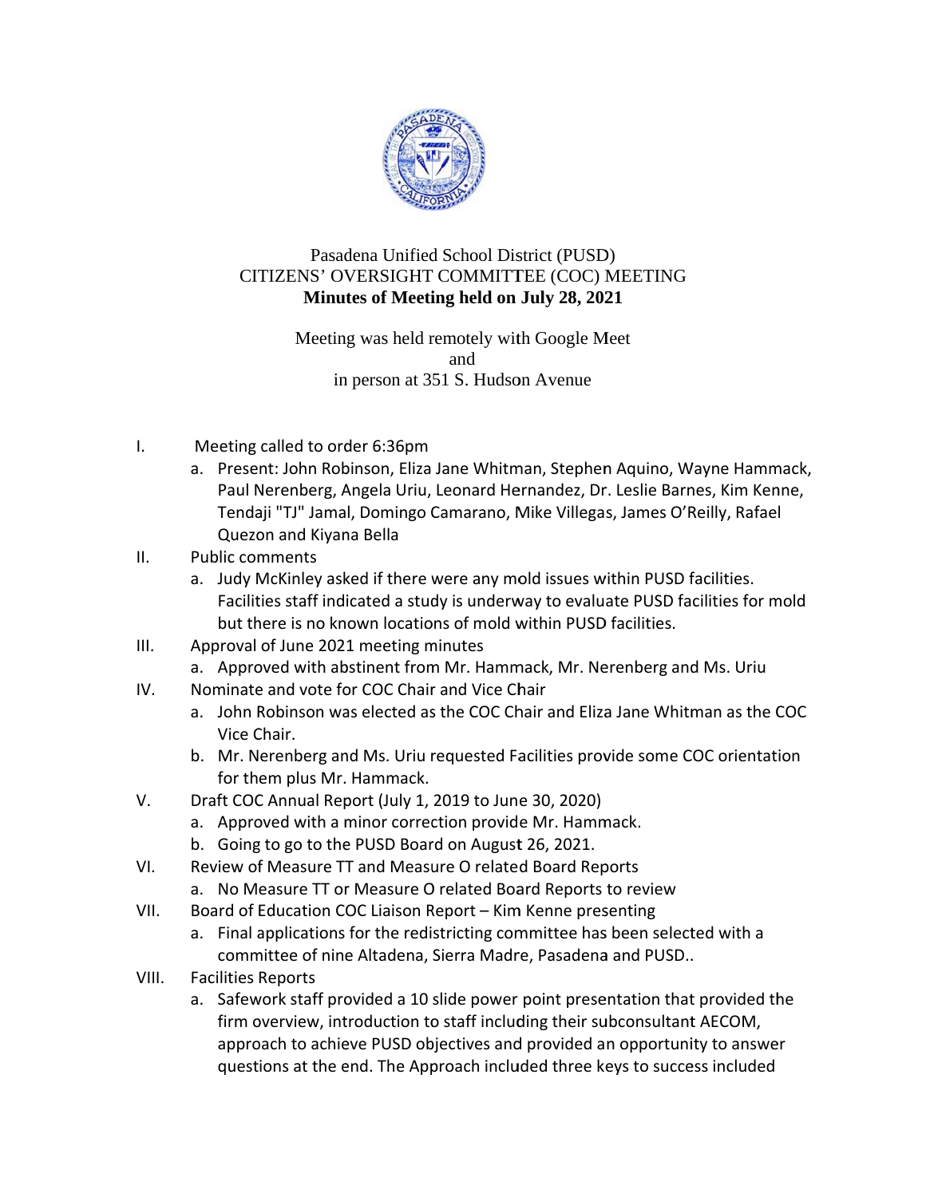Pasadena Unified School District (PUSD)
CITIZENS' OVERSIGHT COMMITTEE (COC) MEETING
**Minutes of Meeting held on July 28, 2021**

Meeting was held remotely with Google Meet
and
in person at 351 S. Hudson Avenue

I. Meeting called to order 6:36pm
   a. Present: John Robinson, Eliza Jane Whitman, Stephen Aquino, Wayne Hammack, Paul Nerenberg, Angela Uriu, Leonard Hernandez, Dr. Leslie Barnes, Kim Kenne, Tendaji "TJ" Jamal, Domingo Camarano, Mike Villegas, James O'Reilly, Rafael Quezon and Kiyana Bella
II. Public comments
   a. Judy McKinley asked if there were any mold issues within PUSD facilities. Facilities staff indicated a study is underway to evaluate PUSD facilities for mold but there is no known locations of mold within PUSD facilities.
III. Approval of June 2021 meeting minutes
   a. Approved with abstinent from Mr. Hammack, Mr. Nerenberg and Ms. Uriu
IV. Nominate and vote for COC Chair and Vice Chair
   a. John Robinson was elected as the COC Chair and Eliza Jane Whitman as the COC Vice Chair.
   b. Mr. Nerenberg and Ms. Uriu requested Facilities provide some COC orientation for them plus Mr. Hammack.
V. Draft COC Annual Report (July 1, 2019 to June 30, 2020)
   a. Approved with a minor correction provide Mr. Hammack.
   b. Going to go to the PUSD Board on August 26, 2021.
VI. Review of Measure TT and Measure O related Board Reports
   a. No Measure TT or Measure O related Board Reports to review
VII. Board of Education COC Liaison Report – Kim Kenne presenting
   a. Final applications for the redistricting committee has been selected with a committee of nine Altadena, Sierra Madre, Pasadena and PUSD..
VIII. Facilities Reports
   a. Safework staff provided a 10 slide power point presentation that provided the firm overview, introduction to staff including their subconsultant AECOM, approach to achieve PUSD objectives and provided an opportunity to answer questions at the end. The Approach included three keys to success included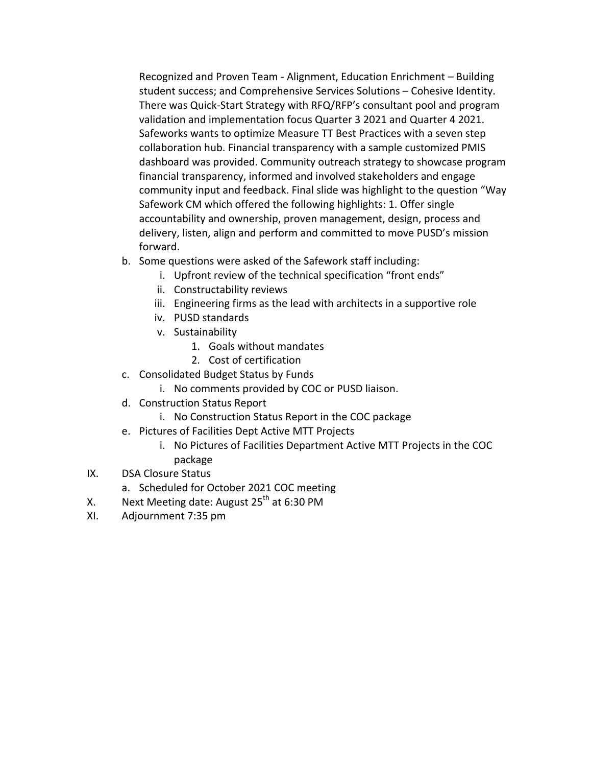Recognized and Proven Team - Alignment, Education Enrichment – Building student success; and Comprehensive Services Solutions – Cohesive Identity. There was Quick-Start Strategy with RFQ/RFP's consultant pool and program validation and implementation focus Quarter 3 2021 and Quarter 4 2021. Safeworks wants to optimize Measure TT Best Practices with a seven step collaboration hub. Financial transparency with a sample customized PMIS dashboard was provided. Community outreach strategy to showcase program financial transparency, informed and involved stakeholders and engage community input and feedback. Final slide was highlight to the question "Way Safework CM which offered the following highlights: 1. Offer single accountability and ownership, proven management, design, process and delivery, listen, align and perform and committed to move PUSD's mission forward.

b. Some questions were asked of the Safework staff including:
    i. Upfront review of the technical specification "front ends"
    ii. Constructability reviews
    iii. Engineering firms as the lead with architects in a supportive role
    iv. PUSD standards
    v. Sustainability
        1. Goals without mandates
        2. Cost of certification
c. Consolidated Budget Status by Funds
    i. No comments provided by COC or PUSD liaison.
d. Construction Status Report
    i. No Construction Status Report in the COC package
e. Pictures of Facilities Dept Active MTT Projects
    i. No Pictures of Facilities Department Active MTT Projects in the COC package

IX. DSA Closure Status
    a. Scheduled for October 2021 COC meeting

X. Next Meeting date: August 25th at 6:30 PM

XI. Adjournment 7:35 pm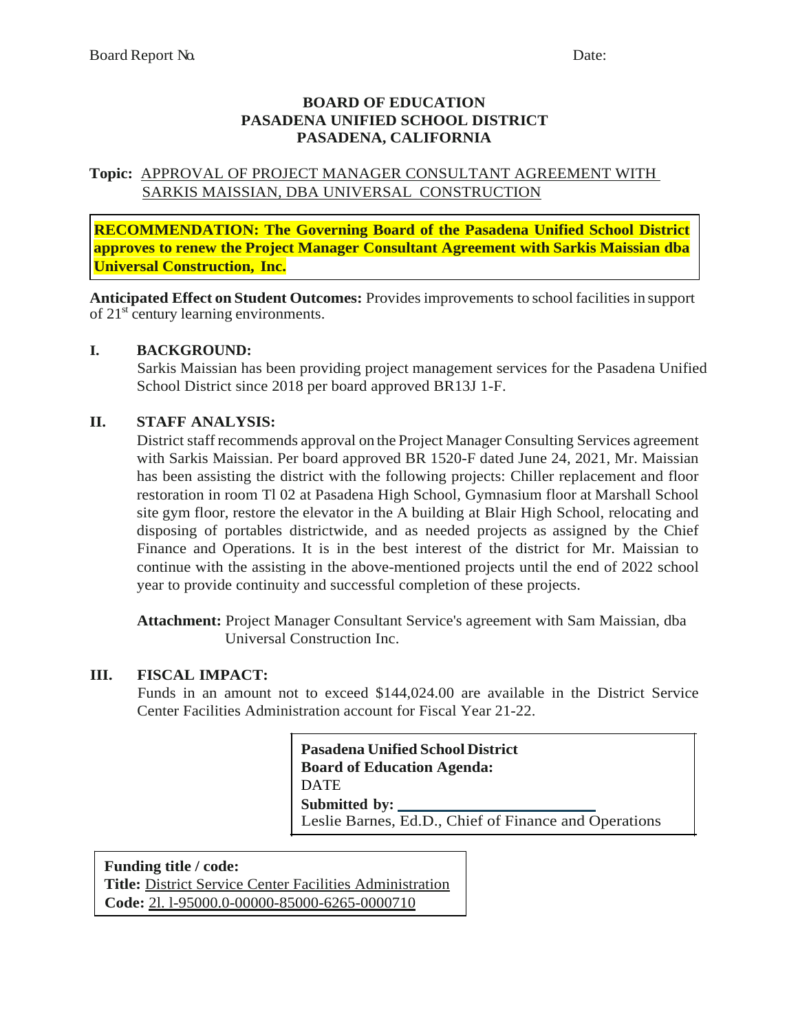Board Report No. Date:

**BOARD OF EDUCATION**
**PASADENA UNIFIED SCHOOL DISTRICT**
**PASADENA, CALIFORNIA**

**Topic:** APPROVAL OF PROJECT MANAGER CONSULTANT AGREEMENT WITH SARKIS MAISSIAN, DBA UNIVERSAL CONSTRUCTION

**RECOMMENDATION: The Governing Board of the Pasadena Unified School District approves to renew the Project Manager Consultant Agreement with Sarkis Maissian dba Universal Construction, Inc.**

**Anticipated Effect on Student Outcomes:** Provides improvements to school facilities in support of 21st century learning environments.

## I. BACKGROUND:

Sarkis Maissian has been providing project management services for the Pasadena Unified School District since 2018 per board approved BR13J 1-F.

## II. STAFF ANALYSIS:

District staff recommends approval on the Project Manager Consulting Services agreement with Sarkis Maissian. Per board approved BR 1520-F dated June 24, 2021, Mr. Maissian has been assisting the district with the following projects: Chiller replacement and floor restoration in room Tl 02 at Pasadena High School, Gymnasium floor at Marshall School site gym floor, restore the elevator in the A building at Blair High School, relocating and disposing of portables districtwide, and as needed projects as assigned by the Chief Finance and Operations. It is in the best interest of the district for Mr. Maissian to continue with the assisting in the above-mentioned projects until the end of 2022 school year to provide continuity and successful completion of these projects.

**Attachment:** Project Manager Consultant Service's agreement with Sam Maissian, dba Universal Construction Inc.

## III. FISCAL IMPACT:

Funds in an amount not to exceed $144,024.00 are available in the District Service Center Facilities Administration account for Fiscal Year 21-22.

**Pasadena Unified School District**
**Board of Education Agenda:**
DATE
**Submitted by:** \_\_\_\_\_\_\_\_\_\_\_\_\_\_\_\_\_\_\_\_\_\_\_\_
Leslie Barnes, Ed.D., Chief of Finance and Operations

**Funding title / code:**
**Title:** District Service Center Facilities Administration
**Code:** 2l. l-95000.0-00000-85000-6265-0000710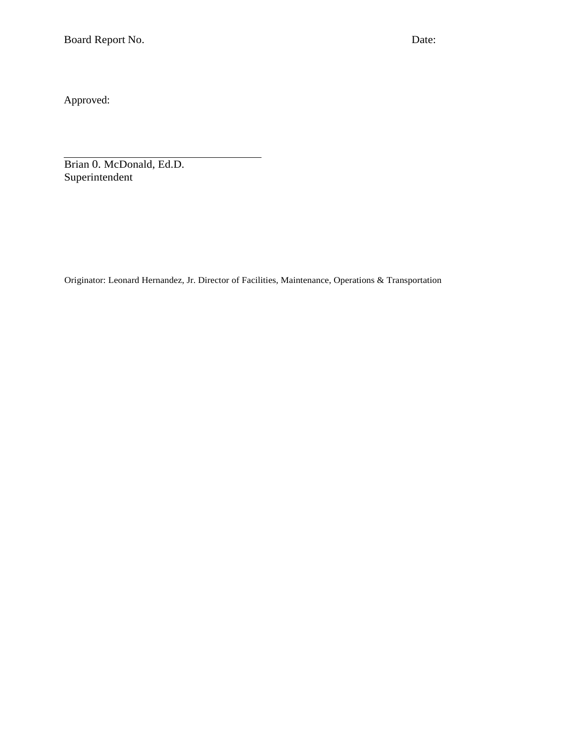Board Report No. Date:

Approved:

\_\_\_\_\_\_\_\_\_\_\_\_\_\_\_\_\_\_\_\_\_\_\_\_\_\_\_\_\_\_\_\_\_\_

Brian 0. McDonald, Ed.D.
Superintendent

Originator: Leonard Hernandez, Jr. Director of Facilities, Maintenance, Operations & Transportation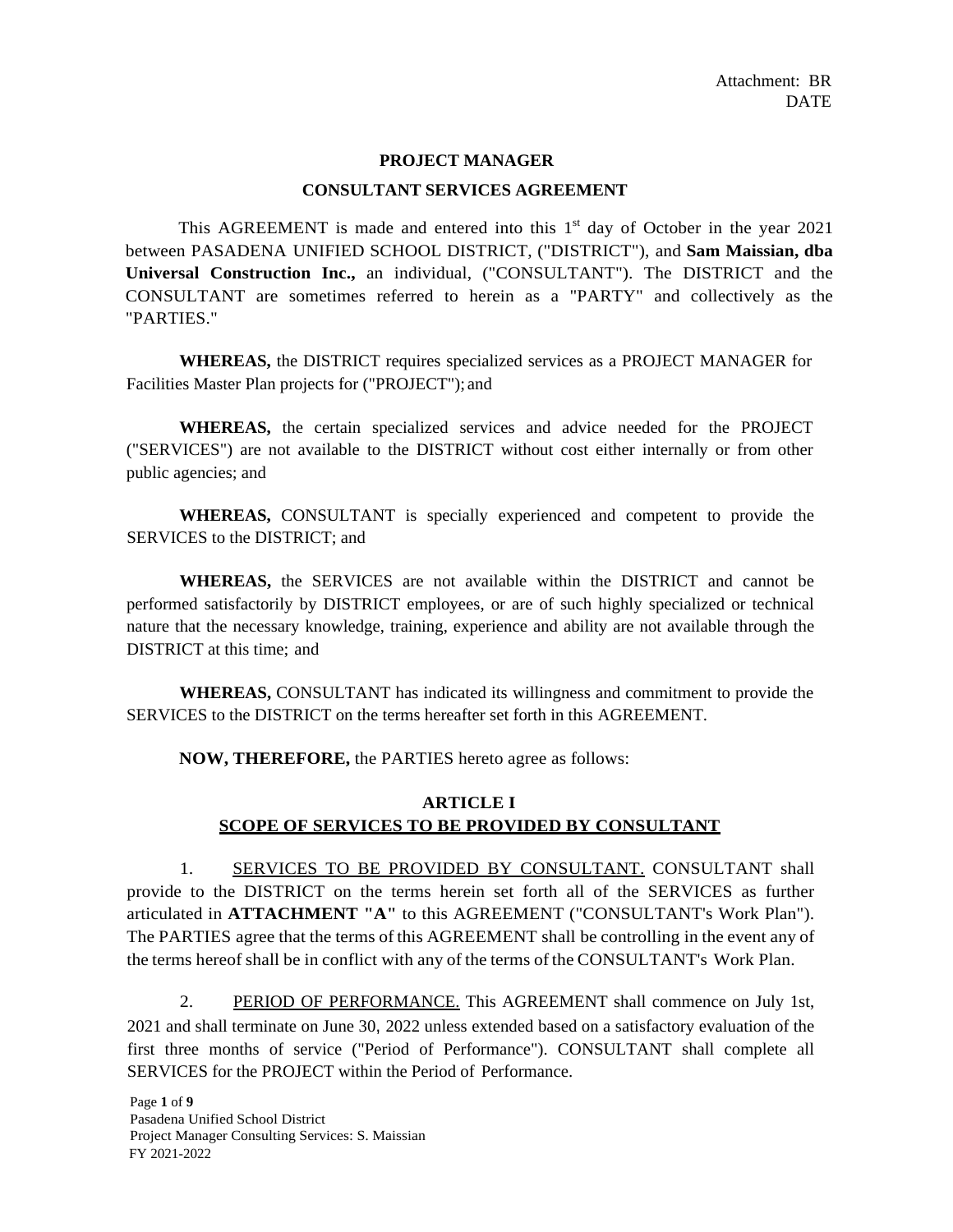Attachment: BR
DATE

**PROJECT MANAGER**

**CONSULTANT SERVICES AGREEMENT**

This AGREEMENT is made and entered into this 1st day of October in the year 2021 between PASADENA UNIFIED SCHOOL DISTRICT, ("DISTRICT"), and **Sam Maissian, dba Universal Construction Inc.,** an individual, ("CONSULTANT"). The DISTRICT and the CONSULTANT are sometimes referred to herein as a "PARTY" and collectively as the "PARTIES."

**WHEREAS,** the DISTRICT requires specialized services as a PROJECT MANAGER for Facilities Master Plan projects for ("PROJECT"); and

**WHEREAS,** the certain specialized services and advice needed for the PROJECT ("SERVICES") are not available to the DISTRICT without cost either internally or from other public agencies; and

**WHEREAS,** CONSULTANT is specially experienced and competent to provide the SERVICES to the DISTRICT; and

**WHEREAS,** the SERVICES are not available within the DISTRICT and cannot be performed satisfactorily by DISTRICT employees, or are of such highly specialized or technical nature that the necessary knowledge, training, experience and ability are not available through the DISTRICT at this time; and

**WHEREAS,** CONSULTANT has indicated its willingness and commitment to provide the SERVICES to the DISTRICT on the terms hereafter set forth in this AGREEMENT.

**NOW, THEREFORE,** the PARTIES hereto agree as follows:

## ARTICLE I
## SCOPE OF SERVICES TO BE PROVIDED BY CONSULTANT

1. SERVICES TO BE PROVIDED BY CONSULTANT. CONSULTANT shall provide to the DISTRICT on the terms herein set forth all of the SERVICES as further articulated in **ATTACHMENT "A"** to this AGREEMENT ("CONSULTANT's Work Plan"). The PARTIES agree that the terms of this AGREEMENT shall be controlling in the event any of the terms hereof shall be in conflict with any of the terms of the CONSULTANT's Work Plan.

2. PERIOD OF PERFORMANCE. This AGREEMENT shall commence on July 1st, 2021 and shall terminate on June 30, 2022 unless extended based on a satisfactory evaluation of the first three months of service ("Period of Performance"). CONSULTANT shall complete all SERVICES for the PROJECT within the Period of Performance.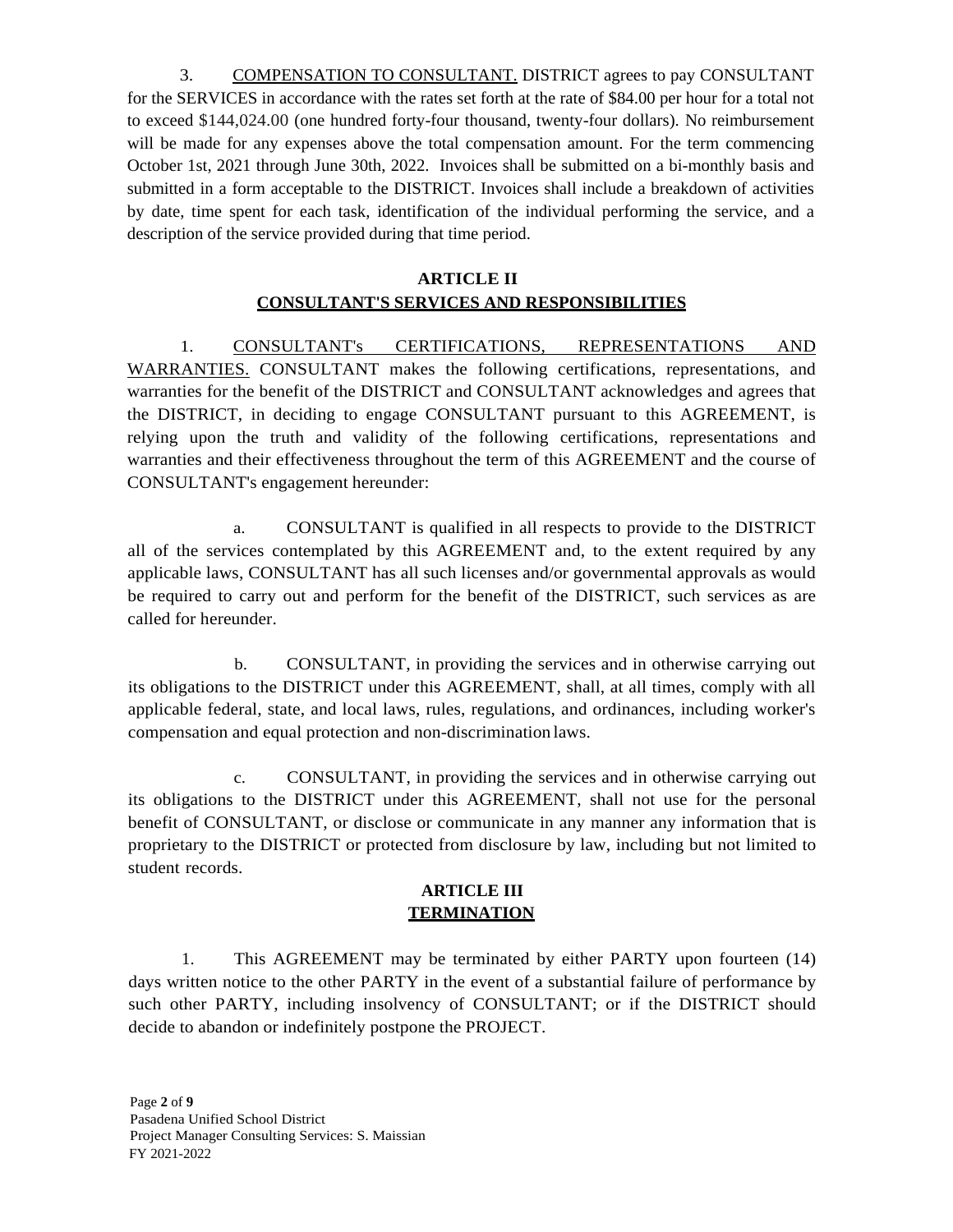3. <u>COMPENSATION TO CONSULTANT.</u> DISTRICT agrees to pay CONSULTANT for the SERVICES in accordance with the rates set forth at the rate of $84.00 per hour for a total not to exceed $144,024.00 (one hundred forty-four thousand, twenty-four dollars). No reimbursement will be made for any expenses above the total compensation amount. For the term commencing October 1st, 2021 through June 30th, 2022. Invoices shall be submitted on a bi-monthly basis and submitted in a form acceptable to the DISTRICT. Invoices shall include a breakdown of activities by date, time spent for each task, identification of the individual performing the service, and a description of the service provided during that time period.

## ARTICLE II
## CONSULTANT'S SERVICES AND RESPONSIBILITIES

1. <u>CONSULTANT's CERTIFICATIONS, REPRESENTATIONS AND WARRANTIES.</u> CONSULTANT makes the following certifications, representations, and warranties for the benefit of the DISTRICT and CONSULTANT acknowledges and agrees that the DISTRICT, in deciding to engage CONSULTANT pursuant to this AGREEMENT, is relying upon the truth and validity of the following certifications, representations and warranties and their effectiveness throughout the term of this AGREEMENT and the course of CONSULTANT's engagement hereunder:

a. CONSULTANT is qualified in all respects to provide to the DISTRICT all of the services contemplated by this AGREEMENT and, to the extent required by any applicable laws, CONSULTANT has all such licenses and/or governmental approvals as would be required to carry out and perform for the benefit of the DISTRICT, such services as are called for hereunder.

b. CONSULTANT, in providing the services and in otherwise carrying out its obligations to the DISTRICT under this AGREEMENT, shall, at all times, comply with all applicable federal, state, and local laws, rules, regulations, and ordinances, including worker's compensation and equal protection and non-discrimination laws.

c. CONSULTANT, in providing the services and in otherwise carrying out its obligations to the DISTRICT under this AGREEMENT, shall not use for the personal benefit of CONSULTANT, or disclose or communicate in any manner any information that is proprietary to the DISTRICT or protected from disclosure by law, including but not limited to student records.

## ARTICLE III
## TERMINATION

1. This AGREEMENT may be terminated by either PARTY upon fourteen (14) days written notice to the other PARTY in the event of a substantial failure of performance by such other PARTY, including insolvency of CONSULTANT; or if the DISTRICT should decide to abandon or indefinitely postpone the PROJECT.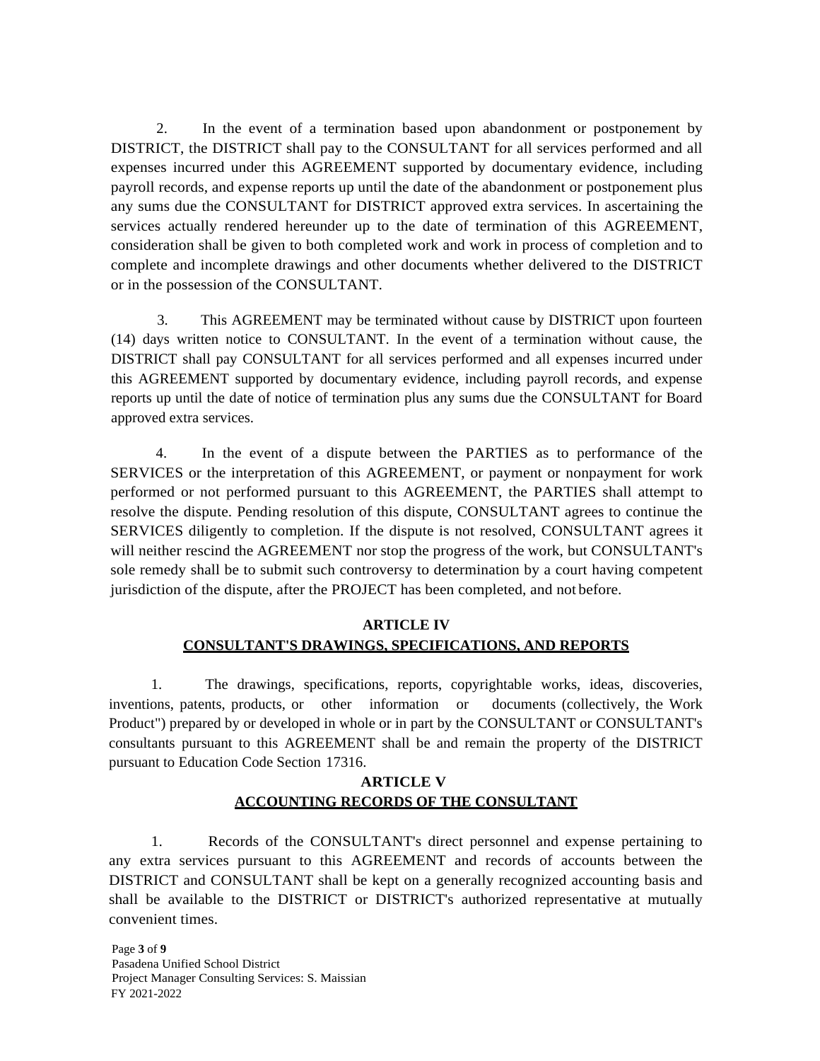2. In the event of a termination based upon abandonment or postponement by DISTRICT, the DISTRICT shall pay to the CONSULTANT for all services performed and all expenses incurred under this AGREEMENT supported by documentary evidence, including payroll records, and expense reports up until the date of the abandonment or postponement plus any sums due the CONSULTANT for DISTRICT approved extra services. In ascertaining the services actually rendered hereunder up to the date of termination of this AGREEMENT, consideration shall be given to both completed work and work in process of completion and to complete and incomplete drawings and other documents whether delivered to the DISTRICT or in the possession of the CONSULTANT.

3. This AGREEMENT may be terminated without cause by DISTRICT upon fourteen (14) days written notice to CONSULTANT. In the event of a termination without cause, the DISTRICT shall pay CONSULTANT for all services performed and all expenses incurred under this AGREEMENT supported by documentary evidence, including payroll records, and expense reports up until the date of notice of termination plus any sums due the CONSULTANT for Board approved extra services.

4. In the event of a dispute between the PARTIES as to performance of the SERVICES or the interpretation of this AGREEMENT, or payment or nonpayment for work performed or not performed pursuant to this AGREEMENT, the PARTIES shall attempt to resolve the dispute. Pending resolution of this dispute, CONSULTANT agrees to continue the SERVICES diligently to completion. If the dispute is not resolved, CONSULTANT agrees it will neither rescind the AGREEMENT nor stop the progress of the work, but CONSULTANT's sole remedy shall be to submit such controversy to determination by a court having competent jurisdiction of the dispute, after the PROJECT has been completed, and not before.

## ARTICLE IV
## CONSULTANT'S DRAWINGS, SPECIFICATIONS, AND REPORTS

1. The drawings, specifications, reports, copyrightable works, ideas, discoveries, inventions, patents, products, or other information or documents (collectively, the Work Product") prepared by or developed in whole or in part by the CONSULTANT or CONSULTANT's consultants pursuant to this AGREEMENT shall be and remain the property of the DISTRICT pursuant to Education Code Section 17316.

## ARTICLE V
## ACCOUNTING RECORDS OF THE CONSULTANT

1. Records of the CONSULTANT's direct personnel and expense pertaining to any extra services pursuant to this AGREEMENT and records of accounts between the DISTRICT and CONSULTANT shall be kept on a generally recognized accounting basis and shall be available to the DISTRICT or DISTRICT's authorized representative at mutually convenient times.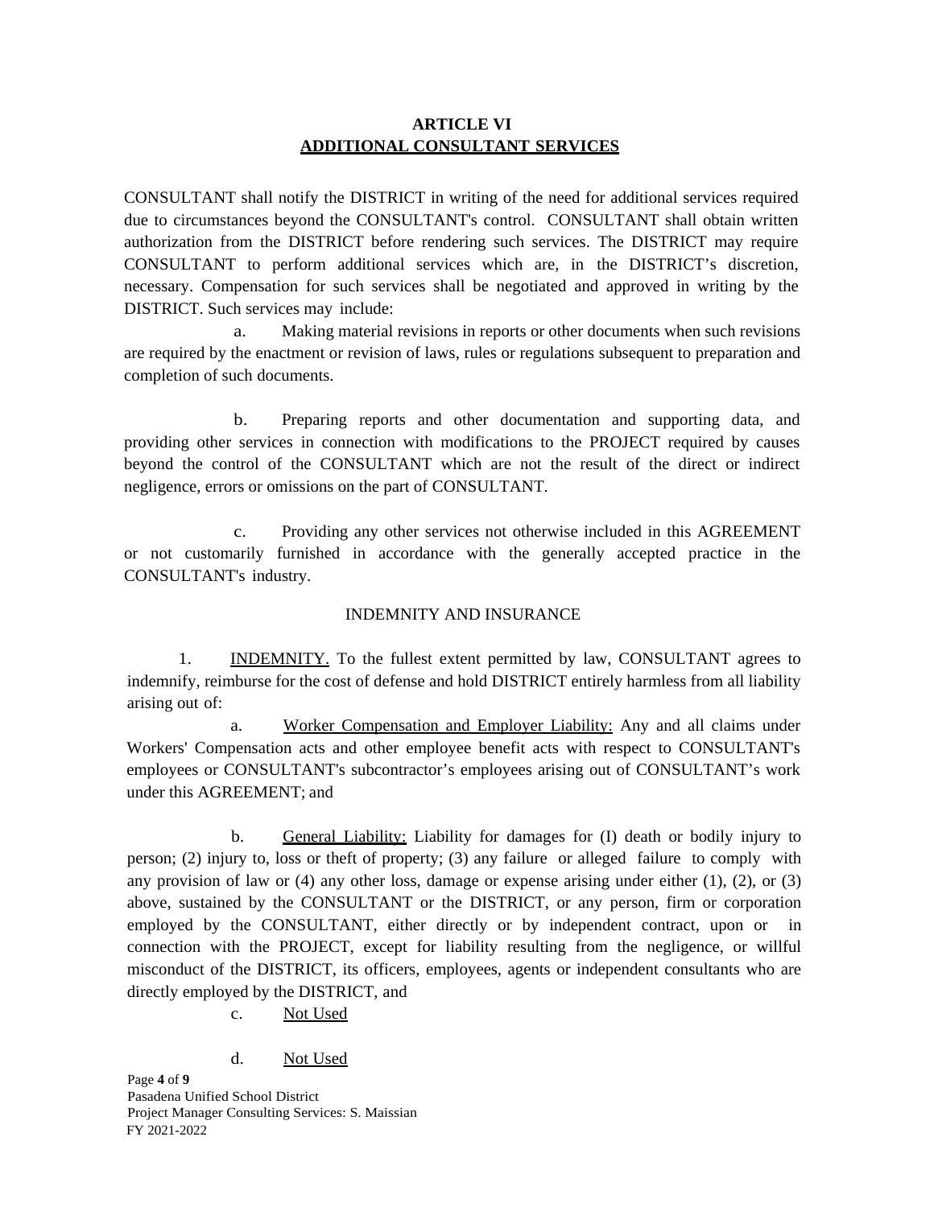## ARTICLE VI
## ADDITIONAL CONSULTANT SERVICES

CONSULTANT shall notify the DISTRICT in writing of the need for additional services required due to circumstances beyond the CONSULTANT's control. CONSULTANT shall obtain written authorization from the DISTRICT before rendering such services. The DISTRICT may require CONSULTANT to perform additional services which are, in the DISTRICT's discretion, necessary. Compensation for such services shall be negotiated and approved in writing by the DISTRICT. Such services may include:

a. Making material revisions in reports or other documents when such revisions are required by the enactment or revision of laws, rules or regulations subsequent to preparation and completion of such documents.

b. Preparing reports and other documentation and supporting data, and providing other services in connection with modifications to the PROJECT required by causes beyond the control of the CONSULTANT which are not the result of the direct or indirect negligence, errors or omissions on the part of CONSULTANT.

c. Providing any other services not otherwise included in this AGREEMENT or not customarily furnished in accordance with the generally accepted practice in the CONSULTANT's industry.

INDEMNITY AND INSURANCE

1. INDEMNITY. To the fullest extent permitted by law, CONSULTANT agrees to indemnify, reimburse for the cost of defense and hold DISTRICT entirely harmless from all liability arising out of:

a. Worker Compensation and Employer Liability: Any and all claims under Workers' Compensation acts and other employee benefit acts with respect to CONSULTANT's employees or CONSULTANT's subcontractor's employees arising out of CONSULTANT's work under this AGREEMENT; and

b. General Liability: Liability for damages for (I) death or bodily injury to person; (2) injury to, loss or theft of property; (3) any failure or alleged failure to comply with any provision of law or (4) any other loss, damage or expense arising under either (1), (2), or (3) above, sustained by the CONSULTANT or the DISTRICT, or any person, firm or corporation employed by the CONSULTANT, either directly or by independent contract, upon or in connection with the PROJECT, except for liability resulting from the negligence, or willful misconduct of the DISTRICT, its officers, employees, agents or independent consultants who are directly employed by the DISTRICT, and

c. Not Used

d. Not Used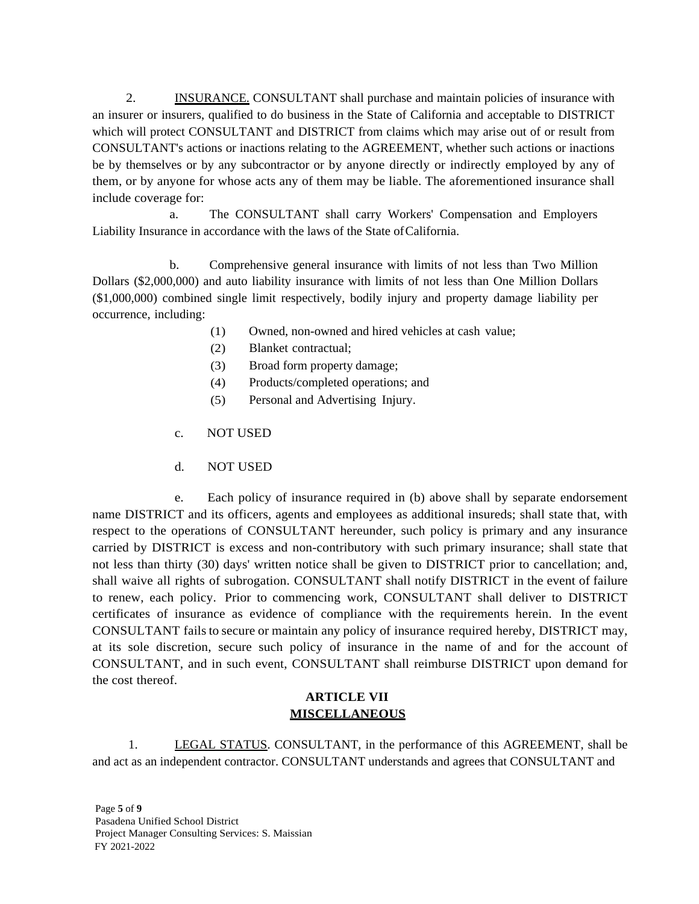2. <u>INSURANCE.</u> CONSULTANT shall purchase and maintain policies of insurance with an insurer or insurers, qualified to do business in the State of California and acceptable to DISTRICT which will protect CONSULTANT and DISTRICT from claims which may arise out of or result from CONSULTANT's actions or inactions relating to the AGREEMENT, whether such actions or inactions be by themselves or by any subcontractor or by anyone directly or indirectly employed by any of them, or by anyone for whose acts any of them may be liable. The aforementioned insurance shall include coverage for:

a. The CONSULTANT shall carry Workers' Compensation and Employers Liability Insurance in accordance with the laws of the State of California.

b. Comprehensive general insurance with limits of not less than Two Million Dollars ($2,000,000) and auto liability insurance with limits of not less than One Million Dollars ($1,000,000) combined single limit respectively, bodily injury and property damage liability per occurrence, including:

(1) Owned, non-owned and hired vehicles at cash value;
(2) Blanket contractual;
(3) Broad form property damage;
(4) Products/completed operations; and
(5) Personal and Advertising Injury.

c. NOT USED

d. NOT USED

e. Each policy of insurance required in (b) above shall by separate endorsement name DISTRICT and its officers, agents and employees as additional insureds; shall state that, with respect to the operations of CONSULTANT hereunder, such policy is primary and any insurance carried by DISTRICT is excess and non-contributory with such primary insurance; shall state that not less than thirty (30) days' written notice shall be given to DISTRICT prior to cancellation; and, shall waive all rights of subrogation. CONSULTANT shall notify DISTRICT in the event of failure to renew, each policy. Prior to commencing work, CONSULTANT shall deliver to DISTRICT certificates of insurance as evidence of compliance with the requirements herein. In the event CONSULTANT fails to secure or maintain any policy of insurance required hereby, DISTRICT may, at its sole discretion, secure such policy of insurance in the name of and for the account of CONSULTANT, and in such event, CONSULTANT shall reimburse DISTRICT upon demand for the cost thereof.

## ARTICLE VII
## <u>MISCELLANEOUS</u>

1. <u>LEGAL STATUS</u>. CONSULTANT, in the performance of this AGREEMENT, shall be and act as an independent contractor. CONSULTANT understands and agrees that CONSULTANT and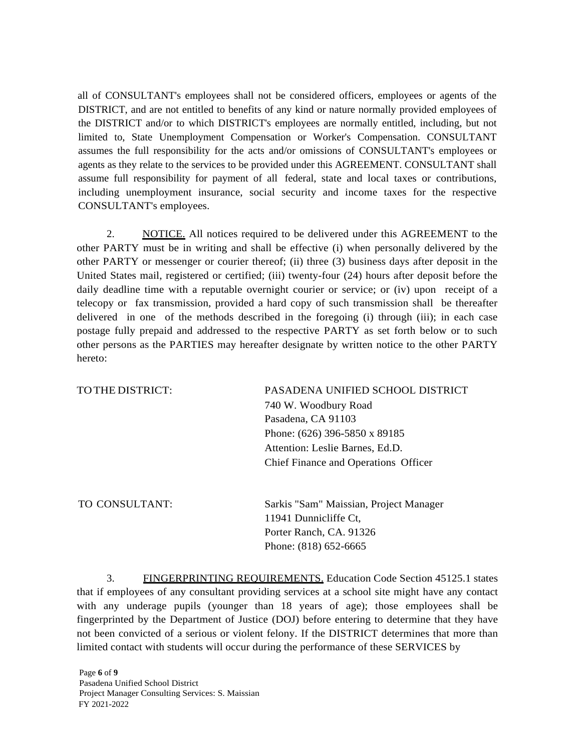all of CONSULTANT's employees shall not be considered officers, employees or agents of the DISTRICT, and are not entitled to benefits of any kind or nature normally provided employees of the DISTRICT and/or to which DISTRICT's employees are normally entitled, including, but not limited to, State Unemployment Compensation or Worker's Compensation. CONSULTANT assumes the full responsibility for the acts and/or omissions of CONSULTANT's employees or agents as they relate to the services to be provided under this AGREEMENT. CONSULTANT shall assume full responsibility for payment of all federal, state and local taxes or contributions, including unemployment insurance, social security and income taxes for the respective CONSULTANT's employees.

2. NOTICE. All notices required to be delivered under this AGREEMENT to the other PARTY must be in writing and shall be effective (i) when personally delivered by the other PARTY or messenger or courier thereof; (ii) three (3) business days after deposit in the United States mail, registered or certified; (iii) twenty-four (24) hours after deposit before the daily deadline time with a reputable overnight courier or service; or (iv) upon receipt of a telecopy or fax transmission, provided a hard copy of such transmission shall be thereafter delivered in one of the methods described in the foregoing (i) through (iii); in each case postage fully prepaid and addressed to the respective PARTY as set forth below or to such other persons as the PARTIES may hereafter designate by written notice to the other PARTY hereto:

TO THE DISTRICT:

PASADENA UNIFIED SCHOOL DISTRICT
740 W. Woodbury Road
Pasadena, CA 91103
Phone: (626) 396-5850 x 89185
Attention: Leslie Barnes, Ed.D.
Chief Finance and Operations Officer

TO CONSULTANT:

Sarkis "Sam" Maissian, Project Manager
11941 Dunnicliffe Ct,
Porter Ranch, CA. 91326
Phone: (818) 652-6665

3. FINGERPRINTING REQUIREMENTS. Education Code Section 45125.1 states that if employees of any consultant providing services at a school site might have any contact with any underage pupils (younger than 18 years of age); those employees shall be fingerprinted by the Department of Justice (DOJ) before entering to determine that they have not been convicted of a serious or violent felony. If the DISTRICT determines that more than limited contact with students will occur during the performance of these SERVICES by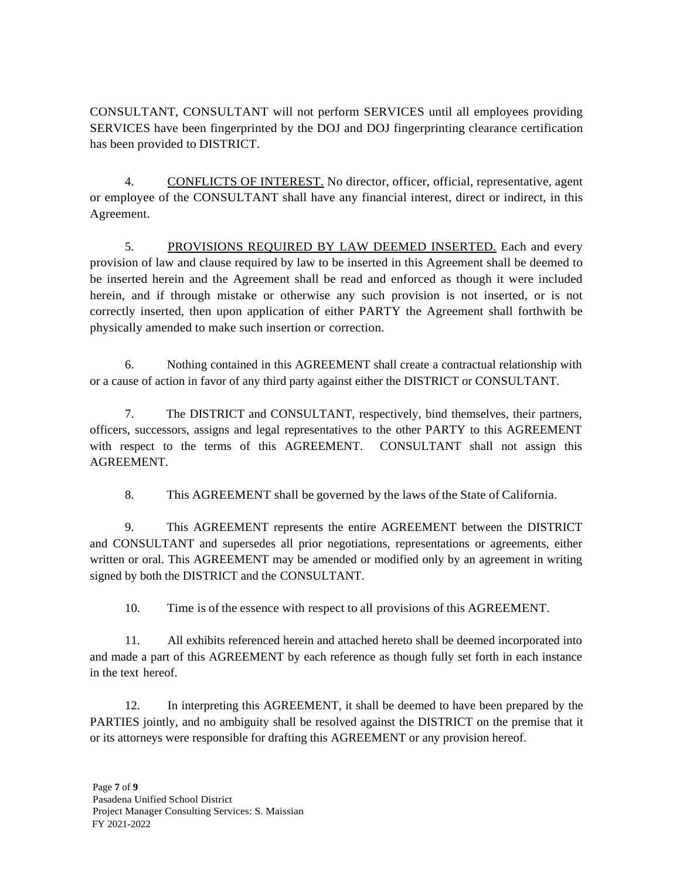CONSULTANT, CONSULTANT will not perform SERVICES until all employees providing SERVICES have been fingerprinted by the DOJ and DOJ fingerprinting clearance certification has been provided to DISTRICT.

4. <u>CONFLICTS OF INTEREST.</u> No director, officer, official, representative, agent or employee of the CONSULTANT shall have any financial interest, direct or indirect, in this Agreement.

5. <u>PROVISIONS REQUIRED BY LAW DEEMED INSERTED.</u> Each and every provision of law and clause required by law to be inserted in this Agreement shall be deemed to be inserted herein and the Agreement shall be read and enforced as though it were included herein, and if through mistake or otherwise any such provision is not inserted, or is not correctly inserted, then upon application of either PARTY the Agreement shall forthwith be physically amended to make such insertion or correction.

6. Nothing contained in this AGREEMENT shall create a contractual relationship with or a cause of action in favor of any third party against either the DISTRICT or CONSULTANT.

7. The DISTRICT and CONSULTANT, respectively, bind themselves, their partners, officers, successors, assigns and legal representatives to the other PARTY to this AGREEMENT with respect to the terms of this AGREEMENT. CONSULTANT shall not assign this AGREEMENT.

8. This AGREEMENT shall be governed by the laws of the State of California.

9. This AGREEMENT represents the entire AGREEMENT between the DISTRICT and CONSULTANT and supersedes all prior negotiations, representations or agreements, either written or oral. This AGREEMENT may be amended or modified only by an agreement in writing signed by both the DISTRICT and the CONSULTANT.

10. Time is of the essence with respect to all provisions of this AGREEMENT.

11. All exhibits referenced herein and attached hereto shall be deemed incorporated into and made a part of this AGREEMENT by each reference as though fully set forth in each instance in the text hereof.

12. In interpreting this AGREEMENT, it shall be deemed to have been prepared by the PARTIES jointly, and no ambiguity shall be resolved against the DISTRICT on the premise that it or its attorneys were responsible for drafting this AGREEMENT or any provision hereof.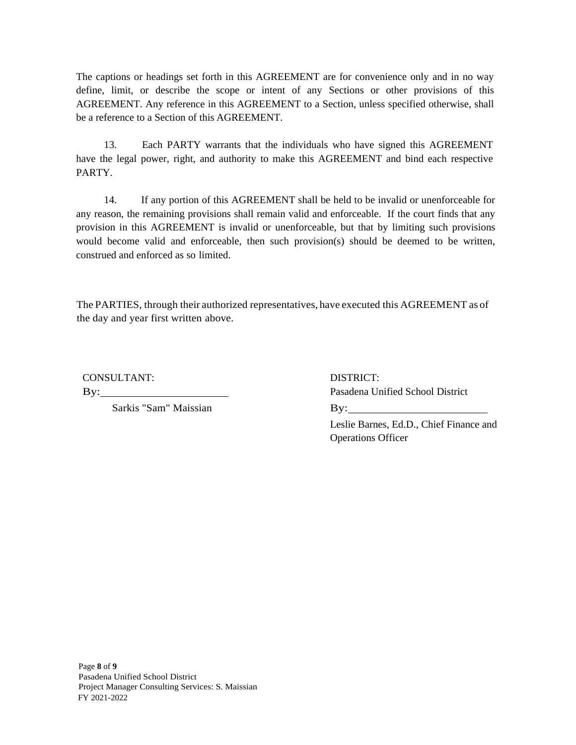The captions or headings set forth in this AGREEMENT are for convenience only and in no way define, limit, or describe the scope or intent of any Sections or other provisions of this AGREEMENT. Any reference in this AGREEMENT to a Section, unless specified otherwise, shall be a reference to a Section of this AGREEMENT.

13. Each PARTY warrants that the individuals who have signed this AGREEMENT have the legal power, right, and authority to make this AGREEMENT and bind each respective PARTY.

14. If any portion of this AGREEMENT shall be held to be invalid or unenforceable for any reason, the remaining provisions shall remain valid and enforceable. If the court finds that any provision in this AGREEMENT is invalid or unenforceable, but that by limiting such provisions would become valid and enforceable, then such provision(s) should be deemed to be written, construed and enforced as so limited.

The PARTIES, through their authorized representatives, have executed this AGREEMENT as of the day and year first written above.

CONSULTANT:

By:\_\_\_\_\_\_\_\_\_\_\_\_\_\_\_\_\_\_\_\_\_\_\_\_

Sarkis "Sam" Maissian

DISTRICT:

Pasadena Unified School District

By:\_\_\_\_\_\_\_\_\_\_\_\_\_\_\_\_\_\_\_\_\_\_\_\_

Leslie Barnes, Ed.D., Chief Finance and Operations Officer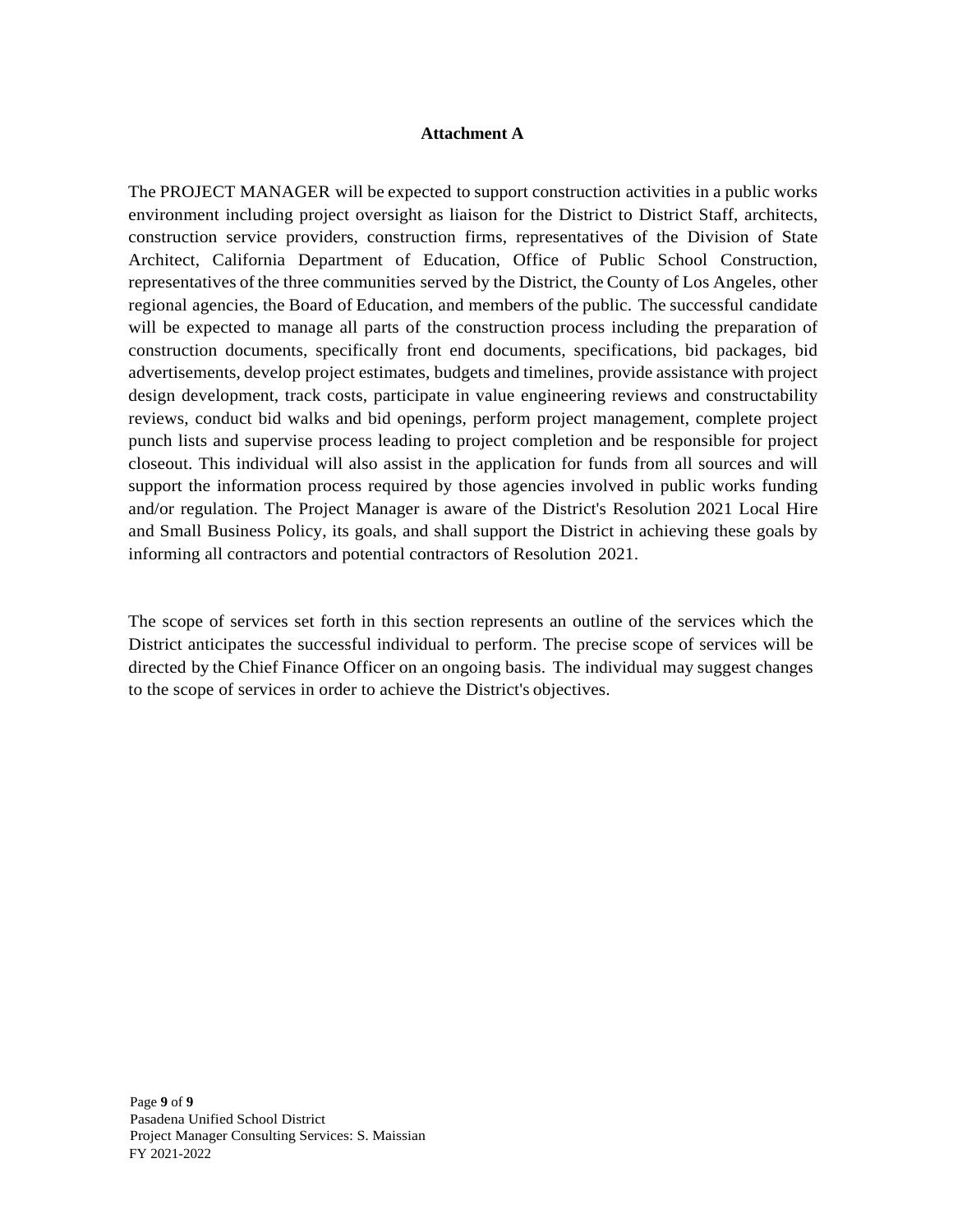## Attachment A

The PROJECT MANAGER will be expected to support construction activities in a public works environment including project oversight as liaison for the District to District Staff, architects, construction service providers, construction firms, representatives of the Division of State Architect, California Department of Education, Office of Public School Construction, representatives of the three communities served by the District, the County of Los Angeles, other regional agencies, the Board of Education, and members of the public. The successful candidate will be expected to manage all parts of the construction process including the preparation of construction documents, specifically front end documents, specifications, bid packages, bid advertisements, develop project estimates, budgets and timelines, provide assistance with project design development, track costs, participate in value engineering reviews and constructability reviews, conduct bid walks and bid openings, perform project management, complete project punch lists and supervise process leading to project completion and be responsible for project closeout. This individual will also assist in the application for funds from all sources and will support the information process required by those agencies involved in public works funding and/or regulation. The Project Manager is aware of the District's Resolution 2021 Local Hire and Small Business Policy, its goals, and shall support the District in achieving these goals by informing all contractors and potential contractors of Resolution 2021.

The scope of services set forth in this section represents an outline of the services which the District anticipates the successful individual to perform. The precise scope of services will be directed by the Chief Finance Officer on an ongoing basis. The individual may suggest changes to the scope of services in order to achieve the District's objectives.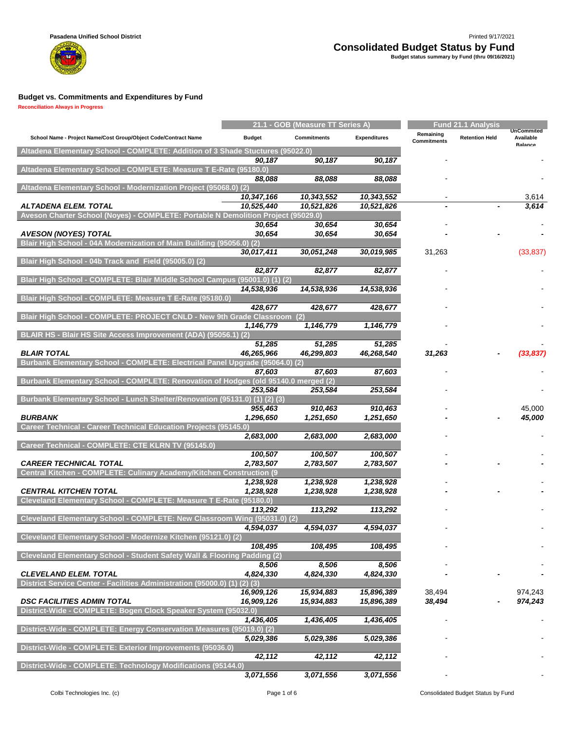Pasadena Unified School District

# Consolidated Budget Status by Fund

Budget status summary by Fund (thru 09/16/2021)

Printed 9/17/2021

## Budget vs. Commitments and Expenditures by Fund

Reconciliation Always in Progress

| | 21.1 - GOB (Measure TT Series A) | | | Fund 21.1 Analysis | | |
|---|---|---|---|---|---|---|
| School Name - Project Name/Cost Group/Object Code/Contract Name | Budget | Commitments | Expenditures | Remaining Commitments | Retention Held | UnCommited Available Balance |
| **Altadena Elementary School - COMPLETE: Addition of 3 Shade Stuctures (95022.0)** | | | | | | |
| | 90,187 | 90,187 | 90,187 | - | | - |
| **Altadena Elementary School - COMPLETE: Measure T E-Rate (95180.0)** | | | | | | |
| | 88,088 | 88,088 | 88,088 | - | | - |
| **Altadena Elementary School - Modernization Project (95068.0) (2)** | | | | | | |
| | 10,347,166 | 10,343,552 | 10,343,552 | - | | 3,614 |
| **ALTADENA ELEM. TOTAL** | 10,525,440 | 10,521,826 | 10,521,826 | - | - | 3,614 |
| **Aveson Charter School (Noyes) - COMPLETE: Portable N Demolition Project (95029.0)** | | | | | | |
| | 30,654 | 30,654 | 30,654 | - | | - |
| **AVESON (NOYES) TOTAL** | 30,654 | 30,654 | 30,654 | - | - | - |
| **Blair High School - 04A Modernization of Main Building (95056.0) (2)** | | | | | | |
| | 30,017,411 | 30,051,248 | 30,019,985 | 31,263 | | (33,837) |
| **Blair High School - 04b Track and Field (95005.0) (2)** | | | | | | |
| | 82,877 | 82,877 | 82,877 | - | | - |
| **Blair High School - COMPLETE: Blair Middle School Campus (95001.0) (1) (2)** | | | | | | |
| | 14,538,936 | 14,538,936 | 14,538,936 | - | | - |
| **Blair High School - COMPLETE: Measure T E-Rate (95180.0)** | | | | | | |
| | 428,677 | 428,677 | 428,677 | - | | - |
| **Blair High School - COMPLETE: PROJECT CNLD - New 9th Grade Classroom (2)** | | | | | | |
| | 1,146,779 | 1,146,779 | 1,146,779 | - | | - |
| **BLAIR HS - Blair HS Site Access Improvement (ADA) (95056.1) (2)** | | | | | | |
| | 51,285 | 51,285 | 51,285 | - | | - |
| **BLAIR TOTAL** | 46,265,966 | 46,299,803 | 46,268,540 | 31,263 | - | (33,837) |
| **Burbank Elementary School - COMPLETE: Electrical Panel Upgrade (95064.0) (2)** | | | | | | |
| | 87,603 | 87,603 | 87,603 | - | | - |
| **Burbank Elementary School - COMPLETE: Renovation of Hodges (old 95140.0 merged (2)** | | | | | | |
| | 253,584 | 253,584 | 253,584 | - | | - |
| **Burbank Elementary School - Lunch Shelter/Renovation (95131.0) (1) (2) (3)** | | | | | | |
| | 955,463 | 910,463 | 910,463 | - | | 45,000 |
| **BURBANK** | 1,296,650 | 1,251,650 | 1,251,650 | - | - | 45,000 |
| **Career Technical - Career Technical Education Projects (95145.0)** | | | | | | |
| | 2,683,000 | 2,683,000 | 2,683,000 | - | | - |
| **Career Technical - COMPLETE: CTE KLRN TV (95145.0)** | | | | | | |
| | 100,507 | 100,507 | 100,507 | - | | - |
| **CAREER TECHNICAL TOTAL** | 2,783,507 | 2,783,507 | 2,783,507 | - | - | - |
| **Central Kitchen - COMPLETE: Culinary Academy/Kitchen Construction (9** | | | | | | |
| | 1,238,928 | 1,238,928 | 1,238,928 | - | | - |
| **CENTRAL KITCHEN TOTAL** | 1,238,928 | 1,238,928 | 1,238,928 | - | - | - |
| **Cleveland Elementary School - COMPLETE: Measure T E-Rate (95180.0)** | | | | | | |
| | 113,292 | 113,292 | 113,292 | - | | - |
| **Cleveland Elementary School - COMPLETE: New Classroom Wing (95031.0) (2)** | | | | | | |
| | 4,594,037 | 4,594,037 | 4,594,037 | - | | - |
| **Cleveland Elementary School - Modernize Kitchen (95121.0) (2)** | | | | | | |
| | 108,495 | 108,495 | 108,495 | - | | - |
| **Cleveland Elementary School - Student Safety Wall & Flooring Padding (2)** | | | | | | |
| | 8,506 | 8,506 | 8,506 | - | | - |
| **CLEVELAND ELEM. TOTAL** | 4,824,330 | 4,824,330 | 4,824,330 | - | - | - |
| **District Service Center - Facilities Administration (95000.0) (1) (2) (3)** | | | | | | |
| | 16,909,126 | 15,934,883 | 15,896,389 | 38,494 | | 974,243 |
| **DSC FACILITIES ADMIN TOTAL** | 16,909,126 | 15,934,883 | 15,896,389 | 38,494 | - | 974,243 |
| **District-Wide - COMPLETE: Bogen Clock Speaker System (95032.0)** | | | | | | |
| | 1,436,405 | 1,436,405 | 1,436,405 | - | | - |
| **District-Wide - COMPLETE: Energy Conservation Measures (95019.0) (2)** | | | | | | |
| | 5,029,386 | 5,029,386 | 5,029,386 | - | | - |
| **District-Wide - COMPLETE: Exterior Improvements (95036.0)** | | | | | | |
| | 42,112 | 42,112 | 42,112 | - | | - |
| **District-Wide - COMPLETE: Technology Modifications (95144.0)** | | | | | | |
| | 3,071,556 | 3,071,556 | 3,071,556 | - | | - |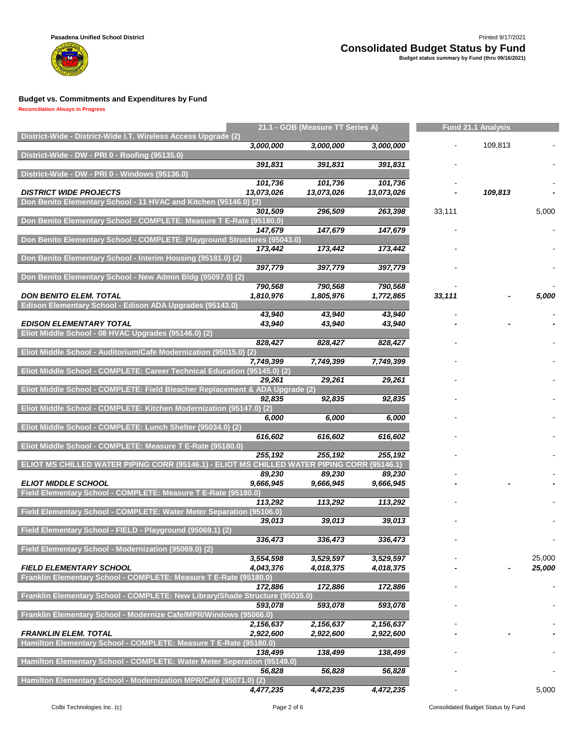Pasadena Unified School District

# Consolidated Budget Status by Fund

**Budget status summary by Fund (thru 09/16/2021)**

Printed 9/17/2021

## Budget vs. Commitments and Expenditures by Fund

**Reconciliation Always in Progress**

| | 21.1 - GOB (Measure TT Series A) | | | Fund 21.1 Analysis | | |
|---|---|---|---|---|---|---|
| **District-Wide - District-Wide I.T. Wireless Access Upgrade (2)** | | | | | | |
| | *3,000,000* | *3,000,000* | *3,000,000* | - | 109,813 | - |
| **District-Wide - DW - PRI 0 - Roofing (95135.0)** | | | | | | |
| | *391,831* | *391,831* | *391,831* | - | | - |
| **District-Wide - DW - PRI 0 - Windows (95136.0)** | | | | | | |
| | *101,736* | *101,736* | *101,736* | - | | - |
| ***DISTRICT WIDE PROJECTS*** | ***13,073,026*** | ***13,073,026*** | ***13,073,026*** | **-** | ***109,813*** | **-** |
| **Don Benito Elementary School - 11 HVAC and Kitchen (95146.0) (2)** | | | | | | |
| | *301,509* | *296,509* | *263,398* | 33,111 | | 5,000 |
| **Don Benito Elementary School - COMPLETE: Measure T E-Rate (95180.0)** | | | | | | |
| | *147,679* | *147,679* | *147,679* | - | | - |
| **Don Benito Elementary School - COMPLETE: Playground Structures (95043.0)** | | | | | | |
| | *173,442* | *173,442* | *173,442* | - | | - |
| **Don Benito Elementary School - Interim Housing (95181.0) (2)** | | | | | | |
| | *397,779* | *397,779* | *397,779* | - | | - |
| **Don Benito Elementary School - New Admin Bldg (95097.0) (2)** | | | | | | |
| | *790,568* | *790,568* | *790,568* | - | | - |
| ***DON BENITO ELEM. TOTAL*** | ***1,810,976*** | ***1,805,976*** | ***1,772,865*** | ***33,111*** | **-** | ***5,000*** |
| **Edison Elementary School - Edison ADA Upgrades (95143.0)** | | | | | | |
| | *43,940* | *43,940* | *43,940* | - | | - |
| ***EDISON ELEMENTARY TOTAL*** | ***43,940*** | ***43,940*** | ***43,940*** | **-** | **-** | **-** |
| **Eliot Middle School - 08 HVAC Upgrades (95146.0) (2)** | | | | | | |
| | *828,427* | *828,427* | *828,427* | - | | - |
| **Eliot Middle School - Auditorium/Cafe Modernization (95015.0) (2)** | | | | | | |
| | *7,749,399* | *7,749,399* | *7,749,399* | - | | - |
| **Eliot Middle School - COMPLETE: Career Technical Education (95145.0) (2)** | | | | | | |
| | *29,261* | *29,261* | *29,261* | - | | - |
| **Eliot Middle School - COMPLETE: Field Bleacher Replacement & ADA Upgrade (2)** | | | | | | |
| | *92,835* | *92,835* | *92,835* | - | | - |
| **Eliot Middle School - COMPLETE: Kitchen Modernization (95147.0) (2)** | | | | | | |
| | *6,000* | *6,000* | *6,000* | - | | - |
| **Eliot Middle School - COMPLETE: Lunch Shelter (95034.0) (2)** | | | | | | |
| | *616,602* | *616,602* | *616,602* | - | | - |
| **Eliot Middle School - COMPLETE: Measure T E-Rate (95180.0)** | | | | | | |
| | *255,192* | *255,192* | *255,192* | - | | - |
| **ELIOT MS CHILLED WATER PIPING CORR (95146.1) - ELIOT MS CHILLED WATER PIPING CORR (95146.1)** | | | | | | |
| | *89,230* | *89,230* | *89,230* | - | | - |
| ***ELIOT MIDDLE SCHOOL*** | ***9,666,945*** | ***9,666,945*** | ***9,666,945*** | **-** | **-** | **-** |
| **Field Elementary School - COMPLETE: Measure T E-Rate (95180.0)** | | | | | | |
| | *113,292* | *113,292* | *113,292* | - | | - |
| **Field Elementary School - COMPLETE: Water Meter Separation (95106.0)** | | | | | | |
| | *39,013* | *39,013* | *39,013* | - | | - |
| **Field Elementary School - FIELD - Playground (95069.1) (2)** | | | | | | |
| | *336,473* | *336,473* | *336,473* | - | | - |
| **Field Elementary School - Modernization (95069.0) (2)** | | | | | | |
| | *3,554,598* | *3,529,597* | *3,529,597* | - | | 25,000 |
| ***FIELD ELEMENTARY SCHOOL*** | ***4,043,376*** | ***4,018,375*** | ***4,018,375*** | **-** | **-** | ***25,000*** |
| **Franklin Elementary School - COMPLETE: Measure T E-Rate (95180.0)** | | | | | | |
| | *172,886* | *172,886* | *172,886* | - | | - |
| **Franklin Elementary School - COMPLETE: New Library/Shade Structure (95035.0)** | | | | | | |
| | *593,078* | *593,078* | *593,078* | - | | - |
| **Franklin Elementary School - Modernize Cafe/MPR/Windows (95066.0)** | | | | | | |
| | *2,156,637* | *2,156,637* | *2,156,637* | - | | - |
| ***FRANKLIN ELEM. TOTAL*** | ***2,922,600*** | ***2,922,600*** | ***2,922,600*** | **-** | **-** | **-** |
| **Hamilton Elementary School - COMPLETE: Measure T E-Rate (95180.0)** | | | | | | |
| | *138,499* | *138,499* | *138,499* | - | | - |
| **Hamilton Elementary School - COMPLETE: Water Meter Seperation (95149.0)** | | | | | | |
| | *56,828* | *56,828* | *56,828* | - | | - |
| **Hamilton Elementary School - Modernization MPR/Café (95071.0) (2)** | | | | | | |
| | *4,477,235* | *4,472,235* | *4,472,235* | - | | 5,000 |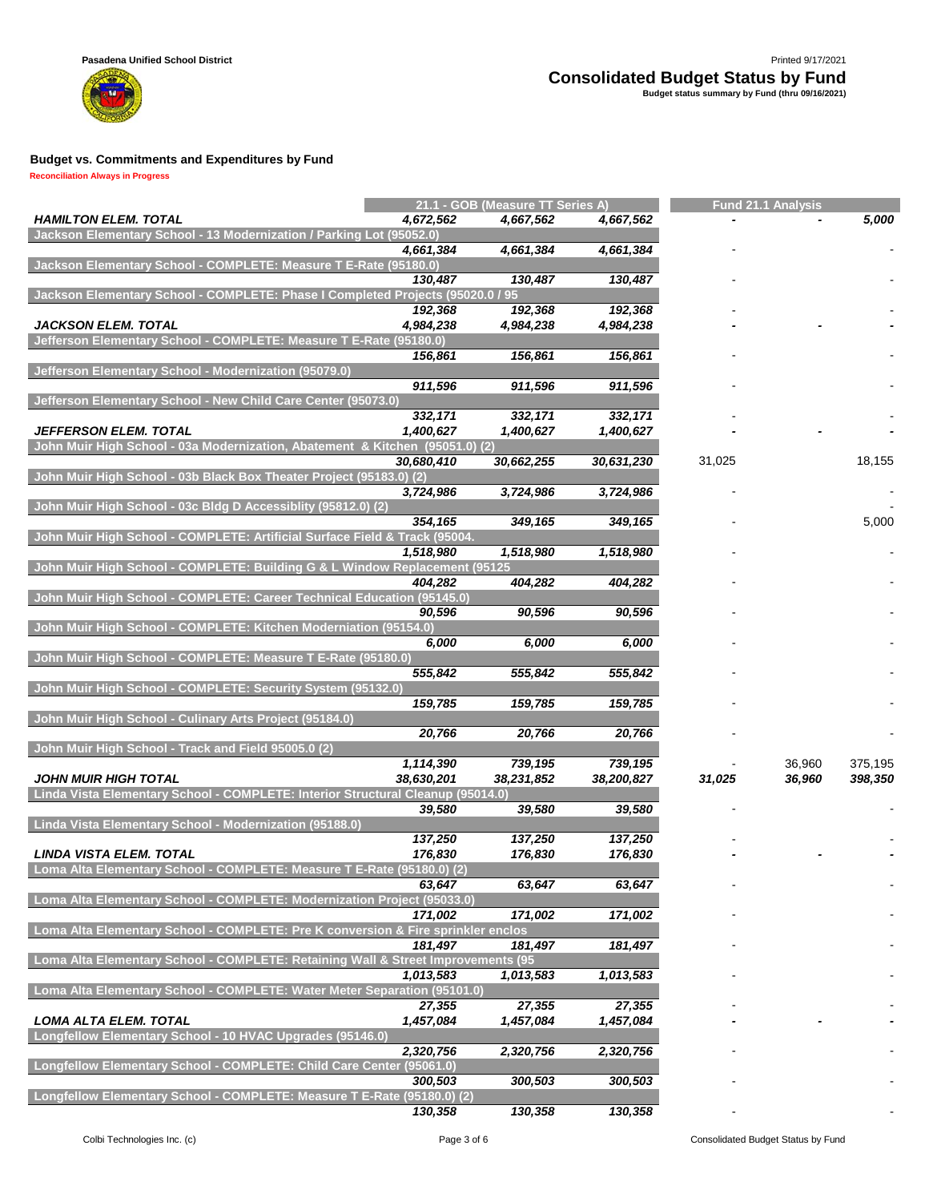Pasadena Unified School District

# Consolidated Budget Status by Fund

**Budget status summary by Fund (thru 09/16/2021)**

### Budget vs. Commitments and Expenditures by Fund

**Reconciliation Always in Progress**

| | 21.1 - GOB (Measure TT Series A) | | | Fund 21.1 Analysis | | |
|---|---|---|---|---|---|---|
| ***HAMILTON ELEM. TOTAL*** | ***4,672,562*** | ***4,667,562*** | ***4,667,562*** | **-** | **-** | ***5,000*** |
| **Jackson Elementary School - 13 Modernization / Parking Lot (95052.0)** | | | | | | |
| | ***4,661,384*** | ***4,661,384*** | ***4,661,384*** | - | | - |
| **Jackson Elementary School - COMPLETE: Measure T E-Rate (95180.0)** | | | | | | |
| | ***130,487*** | ***130,487*** | ***130,487*** | - | | - |
| **Jackson Elementary School - COMPLETE: Phase I Completed Projects (95020.0 / 95** | | | | | | |
| | ***192,368*** | ***192,368*** | ***192,368*** | - | | - |
| ***JACKSON ELEM. TOTAL*** | ***4,984,238*** | ***4,984,238*** | ***4,984,238*** | **-** | **-** | **-** |
| **Jefferson Elementary School - COMPLETE: Measure T E-Rate (95180.0)** | | | | | | |
| | ***156,861*** | ***156,861*** | ***156,861*** | - | | - |
| **Jefferson Elementary School - Modernization (95079.0)** | | | | | | |
| | ***911,596*** | ***911,596*** | ***911,596*** | - | | - |
| **Jefferson Elementary School - New Child Care Center (95073.0)** | | | | | | |
| | ***332,171*** | ***332,171*** | ***332,171*** | - | | - |
| ***JEFFERSON ELEM. TOTAL*** | ***1,400,627*** | ***1,400,627*** | ***1,400,627*** | **-** | **-** | **-** |
| **John Muir High School - 03a Modernization, Abatement & Kitchen (95051.0) (2)** | | | | | | |
| | ***30,680,410*** | ***30,662,255*** | ***30,631,230*** | 31,025 | | 18,155 |
| **John Muir High School - 03b Black Box Theater Project (95183.0) (2)** | | | | | | |
| | ***3,724,986*** | ***3,724,986*** | ***3,724,986*** | - | | - |
| **John Muir High School - 03c Bldg D Accessiblity (95812.0) (2)** | | | | | | - |
| | ***354,165*** | ***349,165*** | ***349,165*** | - | | 5,000 |
| **John Muir High School - COMPLETE: Artificial Surface Field & Track (95004.** | | | | | | |
| | ***1,518,980*** | ***1,518,980*** | ***1,518,980*** | - | | - |
| **John Muir High School - COMPLETE: Building G & L Window Replacement (95125** | | | | | | |
| | ***404,282*** | ***404,282*** | ***404,282*** | - | | - |
| **John Muir High School - COMPLETE: Career Technical Education (95145.0)** | | | | | | |
| | ***90,596*** | ***90,596*** | ***90,596*** | - | | - |
| **John Muir High School - COMPLETE: Kitchen Moderniation (95154.0)** | | | | | | |
| | ***6,000*** | ***6,000*** | ***6,000*** | - | | - |
| **John Muir High School - COMPLETE: Measure T E-Rate (95180.0)** | | | | | | |
| | ***555,842*** | ***555,842*** | ***555,842*** | - | | - |
| **John Muir High School - COMPLETE: Security System (95132.0)** | | | | | | |
| | ***159,785*** | ***159,785*** | ***159,785*** | - | | - |
| **John Muir High School - Culinary Arts Project (95184.0)** | | | | | | |
| | ***20,766*** | ***20,766*** | ***20,766*** | - | | - |
| **John Muir High School - Track and Field 95005.0 (2)** | | | | | | |
| | ***1,114,390*** | ***739,195*** | ***739,195*** | - | 36,960 | 375,195 |
| ***JOHN MUIR HIGH TOTAL*** | ***38,630,201*** | ***38,231,852*** | ***38,200,827*** | ***31,025*** | ***36,960*** | ***398,350*** |
| **Linda Vista Elementary School - COMPLETE: Interior Structural Cleanup (95014.0)** | | | | | | |
| | ***39,580*** | ***39,580*** | ***39,580*** | - | | - |
| **Linda Vista Elementary School - Modernization (95188.0)** | | | | | | |
| | ***137,250*** | ***137,250*** | ***137,250*** | - | | - |
| ***LINDA VISTA ELEM. TOTAL*** | ***176,830*** | ***176,830*** | ***176,830*** | **-** | **-** | **-** |
| **Loma Alta Elementary School - COMPLETE: Measure T E-Rate (95180.0) (2)** | | | | | | |
| | ***63,647*** | ***63,647*** | ***63,647*** | - | | - |
| **Loma Alta Elementary School - COMPLETE: Modernization Project (95033.0)** | | | | | | |
| | ***171,002*** | ***171,002*** | ***171,002*** | - | | - |
| **Loma Alta Elementary School - COMPLETE: Pre K conversion & Fire sprinkler enclos** | | | | | | |
| | ***181,497*** | ***181,497*** | ***181,497*** | - | | - |
| **Loma Alta Elementary School - COMPLETE: Retaining Wall & Street Improvements (95** | | | | | | |
| | ***1,013,583*** | ***1,013,583*** | ***1,013,583*** | - | | - |
| **Loma Alta Elementary School - COMPLETE: Water Meter Separation (95101.0)** | | | | | | |
| | ***27,355*** | ***27,355*** | ***27,355*** | - | | - |
| ***LOMA ALTA ELEM. TOTAL*** | ***1,457,084*** | ***1,457,084*** | ***1,457,084*** | **-** | **-** | **-** |
| **Longfellow Elementary School - 10 HVAC Upgrades (95146.0)** | | | | | | |
| | ***2,320,756*** | ***2,320,756*** | ***2,320,756*** | - | | - |
| **Longfellow Elementary School - COMPLETE: Child Care Center (95061.0)** | | | | | | |
| | ***300,503*** | ***300,503*** | ***300,503*** | - | | - |
| **Longfellow Elementary School - COMPLETE: Measure T E-Rate (95180.0) (2)** | | | | | | |
| | ***130,358*** | ***130,358*** | ***130,358*** | - | | - |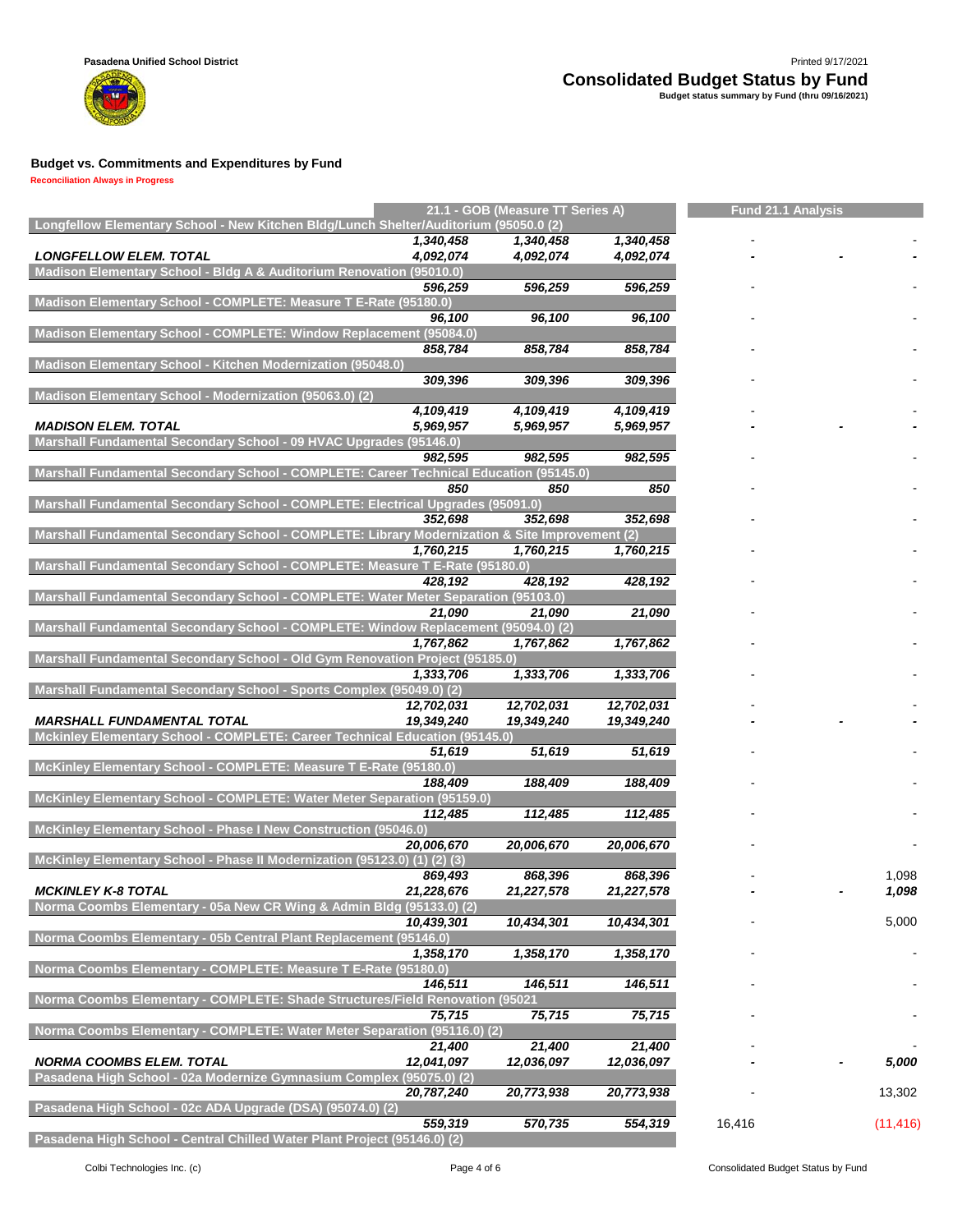Pasadena Unified School District

# Consolidated Budget Status by Fund

**Budget status summary by Fund (thru 09/16/2021)**

Printed 9/17/2021

## Budget vs. Commitments and Expenditures by Fund

Reconciliation Always in Progress

| | 21.1 - GOB (Measure TT Series A) | | | Fund 21.1 Analysis | | |
|---|---|---|---|---|---|---|
| **Longfellow Elementary School - New Kitchen Bldg/Lunch Shelter/Auditorium (95050.0 (2)** | | | | | | |
| | *1,340,458* | *1,340,458* | *1,340,458* | - | | - |
| ***LONGFELLOW ELEM. TOTAL*** | ***4,092,074*** | ***4,092,074*** | ***4,092,074*** | **-** | **-** | **-** |
| **Madison Elementary School - Bldg A & Auditorium Renovation (95010.0)** | | | | | | |
| | *596,259* | *596,259* | *596,259* | - | | - |
| **Madison Elementary School - COMPLETE: Measure T E-Rate (95180.0)** | | | | | | |
| | *96,100* | *96,100* | *96,100* | - | | - |
| **Madison Elementary School - COMPLETE: Window Replacement (95084.0)** | | | | | | |
| | *858,784* | *858,784* | *858,784* | - | | - |
| **Madison Elementary School - Kitchen Modernization (95048.0)** | | | | | | |
| | *309,396* | *309,396* | *309,396* | - | | - |
| **Madison Elementary School - Modernization (95063.0) (2)** | | | | | | |
| | *4,109,419* | *4,109,419* | *4,109,419* | - | | - |
| ***MADISON ELEM. TOTAL*** | ***5,969,957*** | ***5,969,957*** | ***5,969,957*** | **-** | **-** | **-** |
| **Marshall Fundamental Secondary School - 09 HVAC Upgrades (95146.0)** | | | | | | |
| | *982,595* | *982,595* | *982,595* | - | | - |
| **Marshall Fundamental Secondary School - COMPLETE: Career Technical Education (95145.0)** | | | | | | |
| | *850* | *850* | *850* | - | | - |
| **Marshall Fundamental Secondary School - COMPLETE: Electrical Upgrades (95091.0)** | | | | | | |
| | *352,698* | *352,698* | *352,698* | - | | - |
| **Marshall Fundamental Secondary School - COMPLETE: Library Modernization & Site Improvement (2)** | | | | | | |
| | *1,760,215* | *1,760,215* | *1,760,215* | - | | - |
| **Marshall Fundamental Secondary School - COMPLETE: Measure T E-Rate (95180.0)** | | | | | | |
| | *428,192* | *428,192* | *428,192* | - | | - |
| **Marshall Fundamental Secondary School - COMPLETE: Water Meter Separation (95103.0)** | | | | | | |
| | *21,090* | *21,090* | *21,090* | - | | - |
| **Marshall Fundamental Secondary School - COMPLETE: Window Replacement (95094.0) (2)** | | | | | | |
| | *1,767,862* | *1,767,862* | *1,767,862* | - | | - |
| **Marshall Fundamental Secondary School - Old Gym Renovation Project (95185.0)** | | | | | | |
| | *1,333,706* | *1,333,706* | *1,333,706* | - | | - |
| **Marshall Fundamental Secondary School - Sports Complex (95049.0) (2)** | | | | | | |
| | *12,702,031* | *12,702,031* | *12,702,031* | - | | - |
| ***MARSHALL FUNDAMENTAL TOTAL*** | ***19,349,240*** | ***19,349,240*** | ***19,349,240*** | **-** | **-** | **-** |
| **Mckinley Elementary School - COMPLETE: Career Technical Education (95145.0)** | | | | | | |
| | *51,619* | *51,619* | *51,619* | - | | - |
| **McKinley Elementary School - COMPLETE: Measure T E-Rate (95180.0)** | | | | | | |
| | *188,409* | *188,409* | *188,409* | - | | - |
| **McKinley Elementary School - COMPLETE: Water Meter Separation (95159.0)** | | | | | | |
| | *112,485* | *112,485* | *112,485* | - | | - |
| **McKinley Elementary School - Phase I New Construction (95046.0)** | | | | | | |
| | *20,006,670* | *20,006,670* | *20,006,670* | - | | - |
| **McKinley Elementary School - Phase II Modernization (95123.0) (1) (2) (3)** | | | | | | |
| | *869,493* | *868,396* | *868,396* | - | | 1,098 |
| ***MCKINLEY K-8 TOTAL*** | ***21,228,676*** | ***21,227,578*** | ***21,227,578*** | **-** | **-** | ***1,098*** |
| **Norma Coombs Elementary - 05a New CR Wing & Admin Bldg (95133.0) (2)** | | | | | | |
| | *10,439,301* | *10,434,301* | *10,434,301* | - | | 5,000 |
| **Norma Coombs Elementary - 05b Central Plant Replacement (95146.0)** | | | | | | |
| | *1,358,170* | *1,358,170* | *1,358,170* | - | | - |
| **Norma Coombs Elementary - COMPLETE: Measure T E-Rate (95180.0)** | | | | | | |
| | *146,511* | *146,511* | *146,511* | - | | - |
| **Norma Coombs Elementary - COMPLETE: Shade Structures/Field Renovation (95021** | | | | | | |
| | *75,715* | *75,715* | *75,715* | - | | - |
| **Norma Coombs Elementary - COMPLETE: Water Meter Separation (95116.0) (2)** | | | | | | |
| | *21,400* | *21,400* | *21,400* | - | | - |
| ***NORMA COOMBS ELEM. TOTAL*** | ***12,041,097*** | ***12,036,097*** | ***12,036,097*** | **-** | **-** | ***5,000*** |
| **Pasadena High School - 02a Modernize Gymnasium Complex (95075.0) (2)** | | | | | | |
| | *20,787,240* | *20,773,938* | *20,773,938* | - | | 13,302 |
| **Pasadena High School - 02c ADA Upgrade (DSA) (95074.0) (2)** | | | | | | |
| | *559,319* | *570,735* | *554,319* | 16,416 | | (11,416) |
| **Pasadena High School - Central Chilled Water Plant Project (95146.0) (2)** | | | | | | |

Colbi Technologies Inc. (c)

Consolidated Budget Status by Fund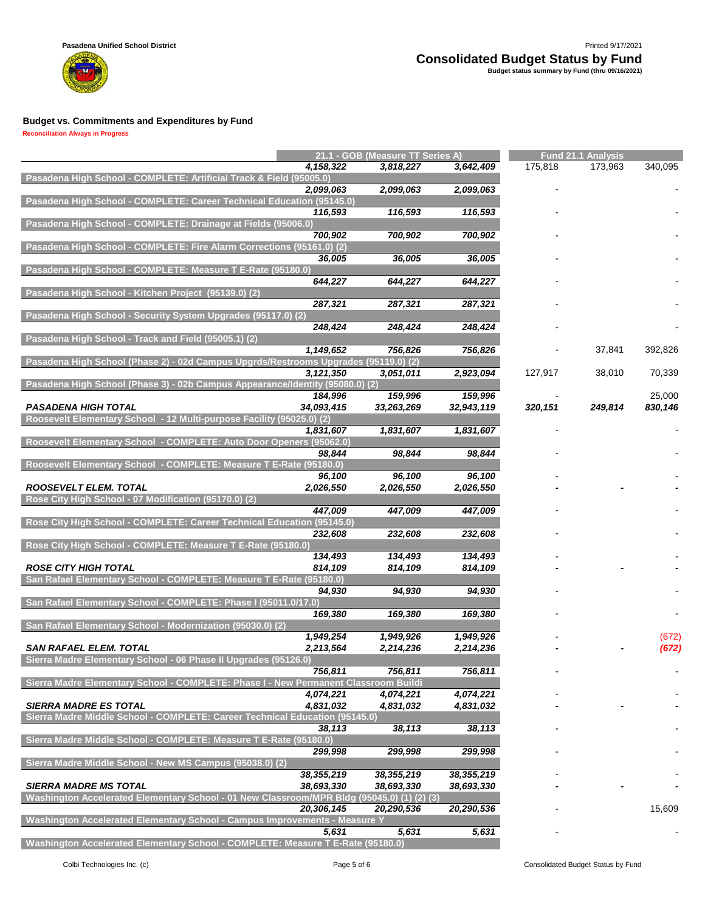**Pasadena Unified School District**

# Consolidated Budget Status by Fund

**Budget status summary by Fund (thru 09/16/2021)**

Printed 9/17/2021

## Budget vs. Commitments and Expenditures by Fund

**Reconciliation Always in Progress**

| | 21.1 - GOB (Measure TT Series A) | | | Fund 21.1 Analysis | | |
|---|---|---|---|---|---|---|
| | *4,158,322* | *3,818,227* | *3,642,409* | 175,818 | 173,963 | 340,095 |
| **Pasadena High School - COMPLETE: Artificial Track & Field (95005.0)** | | | | | | |
| | *2,099,063* | *2,099,063* | *2,099,063* | - | | - |
| **Pasadena High School - COMPLETE: Career Technical Education (95145.0)** | | | | | | |
| | *116,593* | *116,593* | *116,593* | - | | - |
| **Pasadena High School - COMPLETE: Drainage at Fields (95006.0)** | | | | | | |
| | *700,902* | *700,902* | *700,902* | - | | - |
| **Pasadena High School - COMPLETE: Fire Alarm Corrections (95161.0) (2)** | | | | | | |
| | *36,005* | *36,005* | *36,005* | - | | - |
| **Pasadena High School - COMPLETE: Measure T E-Rate (95180.0)** | | | | | | |
| | *644,227* | *644,227* | *644,227* | - | | - |
| **Pasadena High School - Kitchen Project (95139.0) (2)** | | | | | | |
| | *287,321* | *287,321* | *287,321* | - | | - |
| **Pasadena High School - Security System Upgrades (95117.0) (2)** | | | | | | |
| | *248,424* | *248,424* | *248,424* | - | | - |
| **Pasadena High School - Track and Field (95005.1) (2)** | | | | | | |
| | *1,149,652* | *756,826* | *756,826* | - | 37,841 | 392,826 |
| **Pasadena High School (Phase 2) - 02d Campus Upgrds/Restrooms Upgrades (95119.0) (2)** | | | | | | |
| | *3,121,350* | *3,051,011* | *2,923,094* | 127,917 | 38,010 | 70,339 |
| **Pasadena High School (Phase 3) - 02b Campus Appearance/Identity (95080.0) (2)** | | | | | | |
| | *184,996* | *159,996* | *159,996* | - | | 25,000 |
| ***PASADENA HIGH TOTAL*** | ***34,093,415*** | ***33,263,269*** | ***32,943,119*** | ***320,151*** | ***249,814*** | ***830,146*** |
| **Roosevelt Elementary School - 12 Multi-purpose Facility (95025.0) (2)** | | | | | | |
| | *1,831,607* | *1,831,607* | *1,831,607* | - | | - |
| **Roosevelt Elementary School - COMPLETE: Auto Door Openers (95062.0)** | | | | | | |
| | *98,844* | *98,844* | *98,844* | - | | - |
| **Roosevelt Elementary School - COMPLETE: Measure T E-Rate (95180.0)** | | | | | | |
| | *96,100* | *96,100* | *96,100* | - | | - |
| ***ROOSEVELT ELEM. TOTAL*** | ***2,026,550*** | ***2,026,550*** | ***2,026,550*** | **-** | **-** | **-** |
| **Rose City High School - 07 Modification (95170.0) (2)** | | | | | | |
| | *447,009* | *447,009* | *447,009* | - | | - |
| **Rose City High School - COMPLETE: Career Technical Education (95145.0)** | | | | | | |
| | *232,608* | *232,608* | *232,608* | - | | - |
| **Rose City High School - COMPLETE: Measure T E-Rate (95180.0)** | | | | | | |
| | *134,493* | *134,493* | *134,493* | - | | - |
| ***ROSE CITY HIGH TOTAL*** | ***814,109*** | ***814,109*** | ***814,109*** | **-** | **-** | **-** |
| **San Rafael Elementary School - COMPLETE: Measure T E-Rate (95180.0)** | | | | | | |
| | *94,930* | *94,930* | *94,930* | - | | - |
| **San Rafael Elementary School - COMPLETE: Phase I (95011.0/17.0)** | | | | | | |
| | *169,380* | *169,380* | *169,380* | - | | - |
| **San Rafael Elementary School - Modernization (95030.0) (2)** | | | | | | |
| | *1,949,254* | *1,949,926* | *1,949,926* | - | | (672) |
| ***SAN RAFAEL ELEM. TOTAL*** | ***2,213,564*** | ***2,214,236*** | ***2,214,236*** | **-** | **-** | ***(672)*** |
| **Sierra Madre Elementary School - 06 Phase II Upgrades (95126.0)** | | | | | | |
| | *756,811* | *756,811* | *756,811* | - | | - |
| **Sierra Madre Elementary School - COMPLETE: Phase I - New Permanent Classroom Buildi** | | | | | | |
| | *4,074,221* | *4,074,221* | *4,074,221* | - | | - |
| ***SIERRA MADRE ES TOTAL*** | ***4,831,032*** | ***4,831,032*** | ***4,831,032*** | **-** | **-** | **-** |
| **Sierra Madre Middle School - COMPLETE: Career Technical Education (95145.0)** | | | | | | |
| | *38,113* | *38,113* | *38,113* | - | | - |
| **Sierra Madre Middle School - COMPLETE: Measure T E-Rate (95180.0)** | | | | | | |
| | *299,998* | *299,998* | *299,998* | - | | - |
| **Sierra Madre Middle School - New MS Campus (95038.0) (2)** | | | | | | |
| | *38,355,219* | *38,355,219* | *38,355,219* | - | | - |
| ***SIERRA MADRE MS TOTAL*** | ***38,693,330*** | ***38,693,330*** | ***38,693,330*** | **-** | **-** | **-** |
| **Washington Accelerated Elementary School - 01 New Classroom/MPR Bldg (95045.0) (1) (2) (3)** | | | | | | |
| | *20,306,145* | *20,290,536* | *20,290,536* | - | | 15,609 |
| **Washington Accelerated Elementary School - Campus Improvements - Measure Y** | | | | | | |
| | *5,631* | *5,631* | *5,631* | - | | - |
| **Washington Accelerated Elementary School - COMPLETE: Measure T E-Rate (95180.0)** | | | | | | |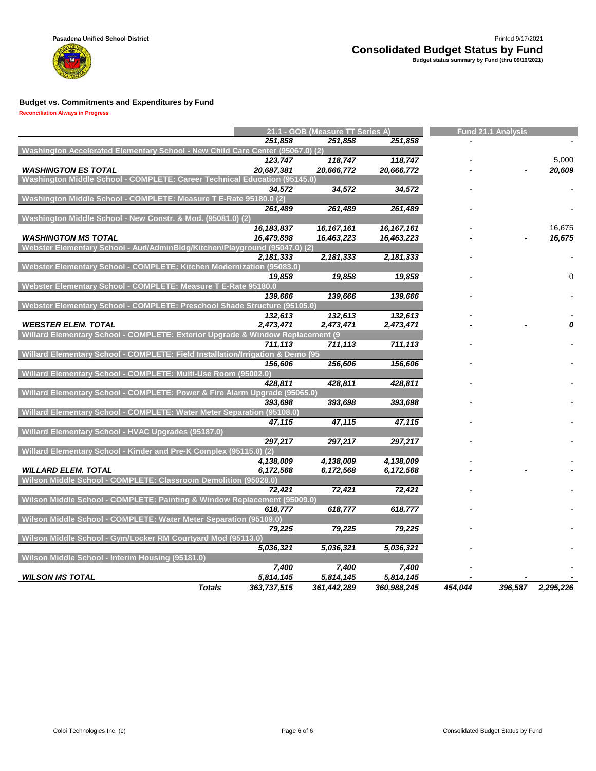Pasadena Unified School District

Printed 9/17/2021

# Consolidated Budget Status by Fund

Budget status summary by Fund (thru 09/16/2021)

## Budget vs. Commitments and Expenditures by Fund

Reconciliation Always in Progress

| | 21.1 - GOB (Measure TT Series A) | | | Fund 21.1 Analysis | | |
|---|---|---|---|---|---|---|
| | 251,858 | 251,858 | 251,858 | - | | - |
| **Washington Accelerated Elementary School - New Child Care Center (95067.0) (2)** | | | | | | |
| | 123,747 | 118,747 | 118,747 | - | | 5,000 |
| **WASHINGTON ES TOTAL** | 20,687,381 | 20,666,772 | 20,666,772 | - | - | 20,609 |
| **Washington Middle School - COMPLETE: Career Technical Education (95145.0)** | | | | | | |
| | 34,572 | 34,572 | 34,572 | - | | - |
| **Washington Middle School - COMPLETE: Measure T E-Rate 95180.0 (2)** | | | | | | |
| | 261,489 | 261,489 | 261,489 | - | | - |
| **Washington Middle School - New Constr. & Mod. (95081.0) (2)** | | | | | | |
| | 16,183,837 | 16,167,161 | 16,167,161 | - | | 16,675 |
| **WASHINGTON MS TOTAL** | 16,479,898 | 16,463,223 | 16,463,223 | - | - | 16,675 |
| **Webster Elementary School - Aud/AdminBldg/Kitchen/Playground (95047.0) (2)** | | | | | | |
| | 2,181,333 | 2,181,333 | 2,181,333 | - | | - |
| **Webster Elementary School - COMPLETE: Kitchen Modernization (95083.0)** | | | | | | |
| | 19,858 | 19,858 | 19,858 | - | | 0 |
| **Webster Elementary School - COMPLETE: Measure T E-Rate 95180.0** | | | | | | |
| | 139,666 | 139,666 | 139,666 | - | | - |
| **Webster Elementary School - COMPLETE: Preschool Shade Structure (95105.0)** | | | | | | |
| | 132,613 | 132,613 | 132,613 | - | | - |
| **WEBSTER ELEM. TOTAL** | 2,473,471 | 2,473,471 | 2,473,471 | - | - | 0 |
| **Willard Elementary School - COMPLETE: Exterior Upgrade & Window Replacement (9** | | | | | | |
| | 711,113 | 711,113 | 711,113 | - | | - |
| **Willard Elementary School - COMPLETE: Field Installation/Irrigation & Demo (95** | | | | | | |
| | 156,606 | 156,606 | 156,606 | - | | - |
| **Willard Elementary School - COMPLETE: Multi-Use Room (95002.0)** | | | | | | |
| | 428,811 | 428,811 | 428,811 | - | | - |
| **Willard Elementary School - COMPLETE: Power & Fire Alarm Upgrade (95065.0)** | | | | | | |
| | 393,698 | 393,698 | 393,698 | - | | - |
| **Willard Elementary School - COMPLETE: Water Meter Separation (95108.0)** | | | | | | |
| | 47,115 | 47,115 | 47,115 | - | | - |
| **Willard Elementary School - HVAC Upgrades (95187.0)** | | | | | | |
| | 297,217 | 297,217 | 297,217 | - | | - |
| **Willard Elementary School - Kinder and Pre-K Complex (95115.0) (2)** | | | | | | |
| | 4,138,009 | 4,138,009 | 4,138,009 | - | | - |
| **WILLARD ELEM. TOTAL** | 6,172,568 | 6,172,568 | 6,172,568 | - | - | - |
| **Wilson Middle School - COMPLETE: Classroom Demolition (95028.0)** | | | | | | |
| | 72,421 | 72,421 | 72,421 | - | | - |
| **Wilson Middle School - COMPLETE: Painting & Window Replacement (95009.0)** | | | | | | |
| | 618,777 | 618,777 | 618,777 | - | | - |
| **Wilson Middle School - COMPLETE: Water Meter Separation (95109.0)** | | | | | | |
| | 79,225 | 79,225 | 79,225 | - | | - |
| **Wilson Middle School - Gym/Locker RM Courtyard Mod (95113.0)** | | | | | | |
| | 5,036,321 | 5,036,321 | 5,036,321 | - | | - |
| **Wilson Middle School - Interim Housing (95181.0)** | | | | | | |
| | 7,400 | 7,400 | 7,400 | - | | - |
| **WILSON MS TOTAL** | 5,814,145 | 5,814,145 | 5,814,145 | - | - | - |
| **Totals** | 363,737,515 | 361,442,289 | 360,988,245 | 454,044 | 396,587 | 2,295,226 |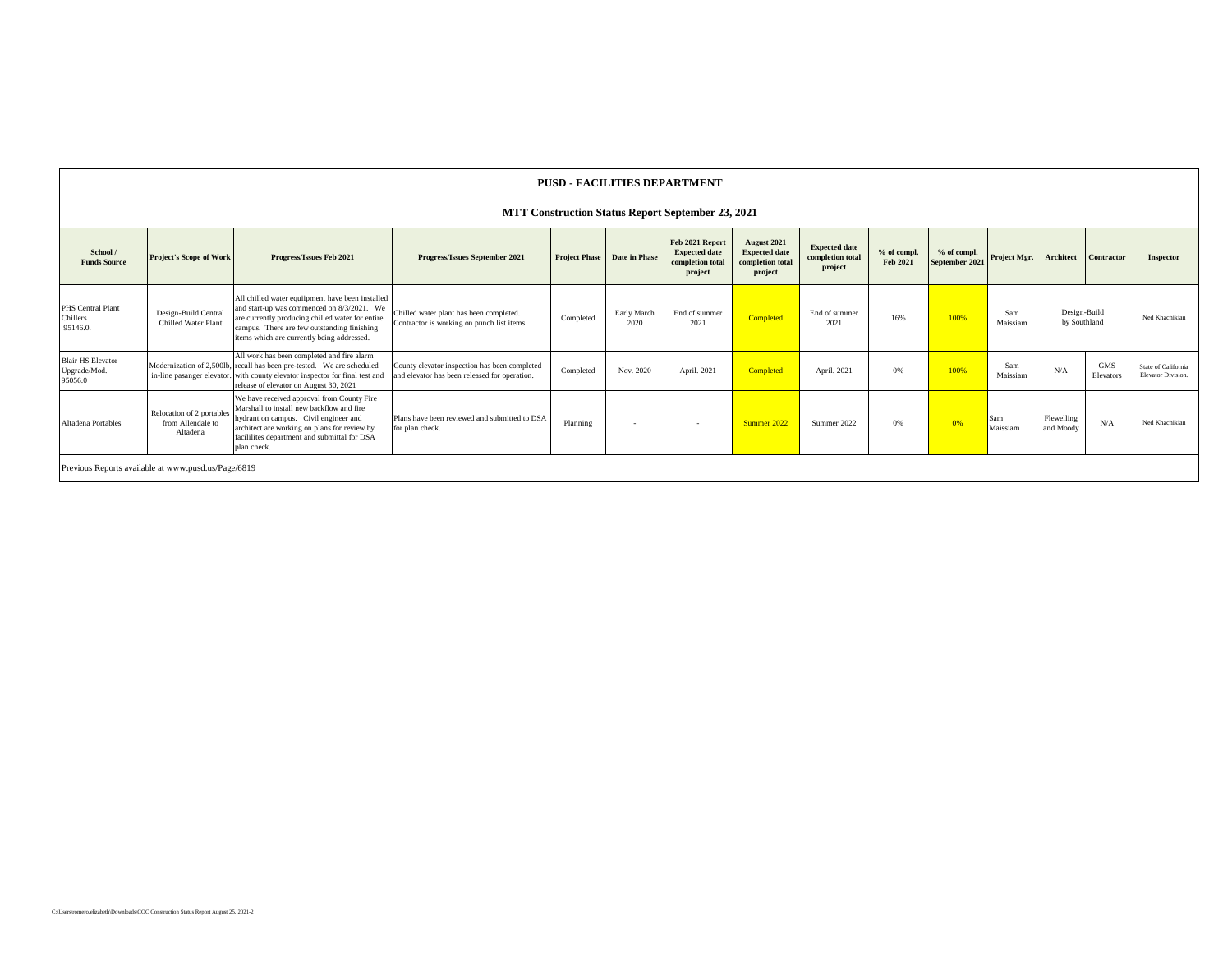# PUSD - FACILITIES DEPARTMENT

## MTT Construction Status Report September 23, 2021

| School / Funds Source | Project's Scope of Work | Progress/Issues Feb 2021 | Progress/Issues September 2021 | Project Phase | Date in Phase | Feb 2021 Report Expected date completion total project | August 2021 Expected date completion total project | Expected date completion total project | % of compl. Feb 2021 | % of compl. September 2021 | Project Mgr. | Architect | Contractor | Inspector |
|---|---|---|---|---|---|---|---|---|---|---|---|---|---|---|
| PHS Central Plant Chillers 95146.0. | Design-Build Central Chilled Water Plant | All chilled water equiipment have been installed and start-up was commenced on 8/3/2021. We are currently producing chilled water for entire campus. There are few outstanding finishing items which are currently being addressed. | Chilled water plant has been completed. Contractor is working on punch list items. | Completed | Early March 2020 | End of summer 2021 | Completed | End of summer 2021 | 16% | 100% | Sam Maissiam | Design-Build by Southland | | Ned Khachikian |
| Blair HS Elevator Upgrade/Mod. 95056.0 | Modernization of 2,500lb, in-line pasanger elevator. | All work has been completed and fire alarm recall has been pre-tested. We are scheduled with county elevator inspector for final test and release of elevator on August 30, 2021 | County elevator inspection has been completed and elevator has been released for operation. | Completed | Nov. 2020 | April. 2021 | Completed | April. 2021 | 0% | 100% | Sam Maissiam | N/A | GMS Elevators | State of California Elevator Division. |
| Altadena Portables | Relocation of 2 portables from Allendale to Altadena | We have received approval from County Fire Marshall to install new backflow and fire hydrant on campus. Civil engineer and architect are working on plans for review by facililites department and submittal for DSA plan check. | Plans have been reviewed and submitted to DSA for plan check. | Planning | - | - | Summer 2022 | Summer 2022 | 0% | 0% | Sam Maissiam | Flewelling and Moody | N/A | Ned Khachikian |

Previous Reports available at www.pusd.us/Page/6819

C:\Users\romero.elizabeth\Downloads\COC Construction Status Report August 25, 2021-2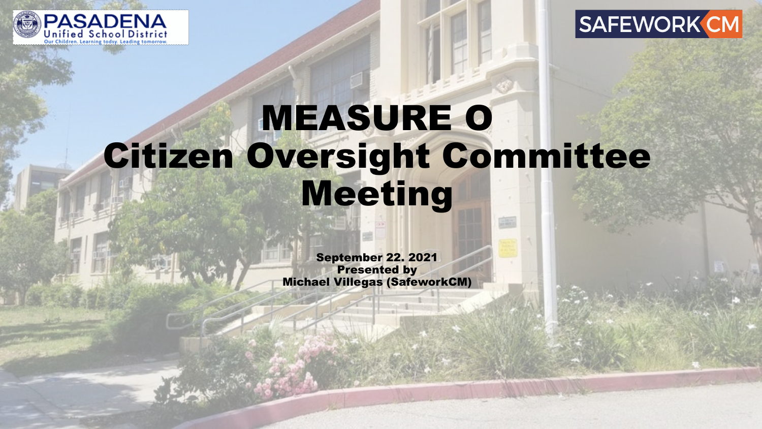PASADENA Unified School District

Our Children. Learning today. Leading tomorrow.

SAFEWORK CM

# MEASURE O
# Citizen Oversight Committee Meeting

**September 22. 2021**
**Presented by**
**Michael Villegas (SafeworkCM)**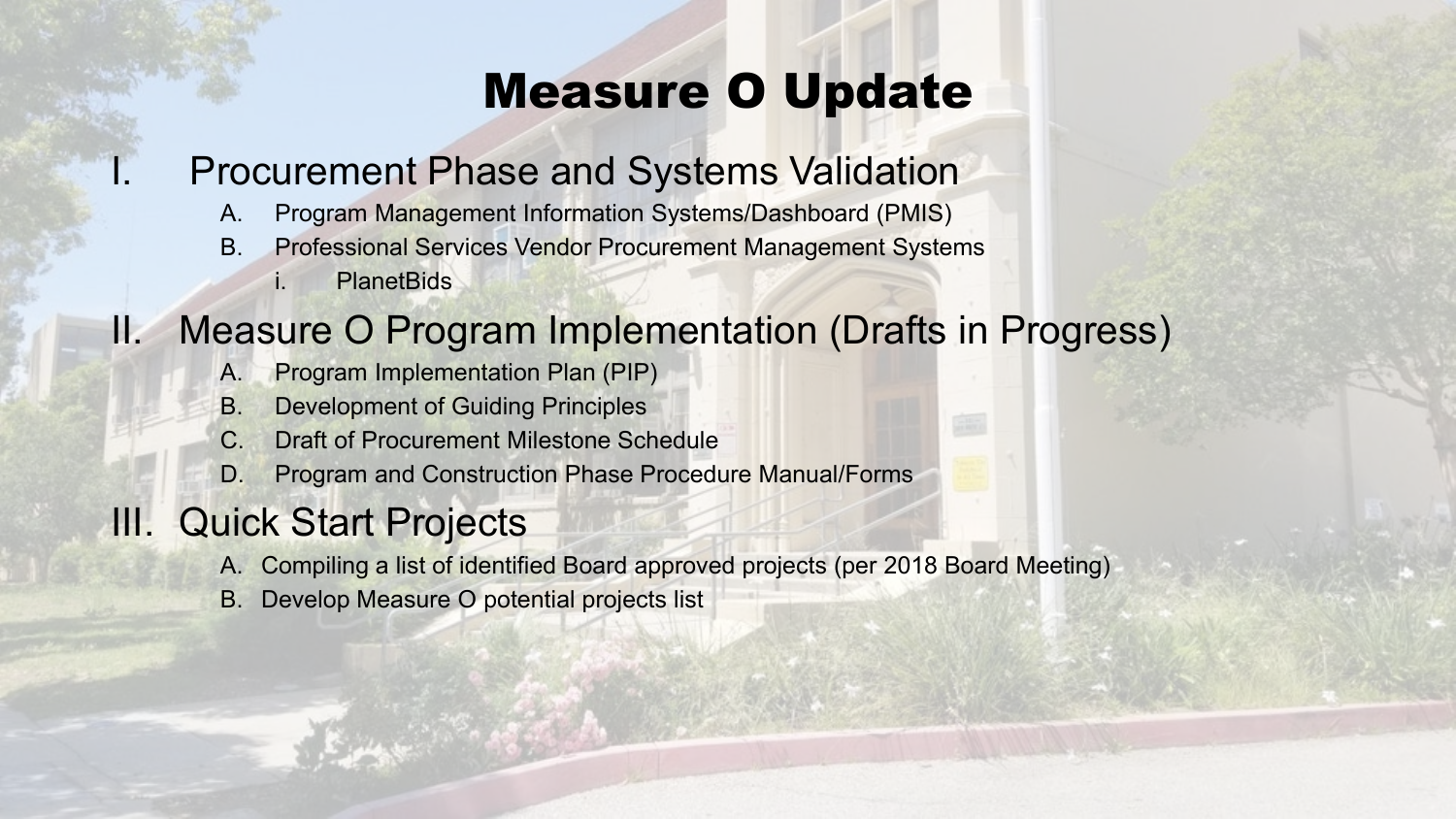# Measure O Update

## I. Procurement Phase and Systems Validation

A. Program Management Information Systems/Dashboard (PMIS)

B. Professional Services Vendor Procurement Management Systems

  i. PlanetBids

## II. Measure O Program Implementation (Drafts in Progress)

A. Program Implementation Plan (PIP)

B. Development of Guiding Principles

C. Draft of Procurement Milestone Schedule

D. Program and Construction Phase Procedure Manual/Forms

## III. Quick Start Projects

A. Compiling a list of identified Board approved projects (per 2018 Board Meeting)

B. Develop Measure O potential projects list